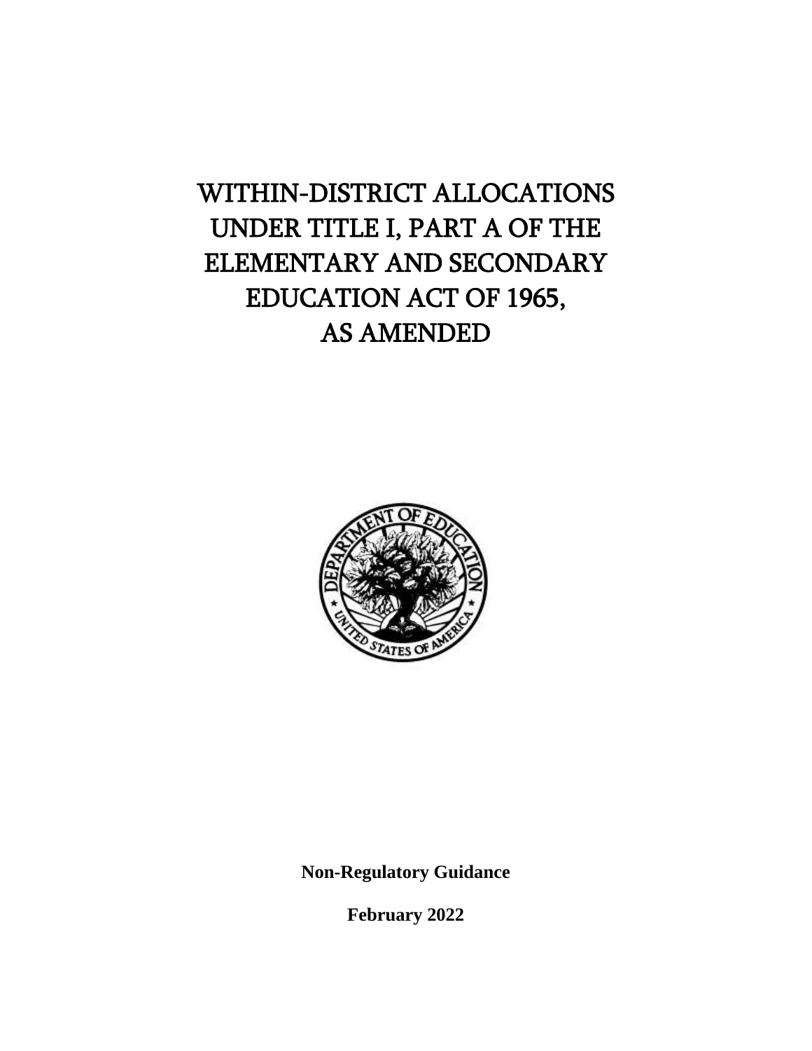# WITHIN-DISTRICT ALLOCATIONS UNDER TITLE I, PART A OF THE ELEMENTARY AND SECONDARY EDUCATION ACT OF 1965, AS AMENDED

**Non-Regulatory Guidance**

**February 2022**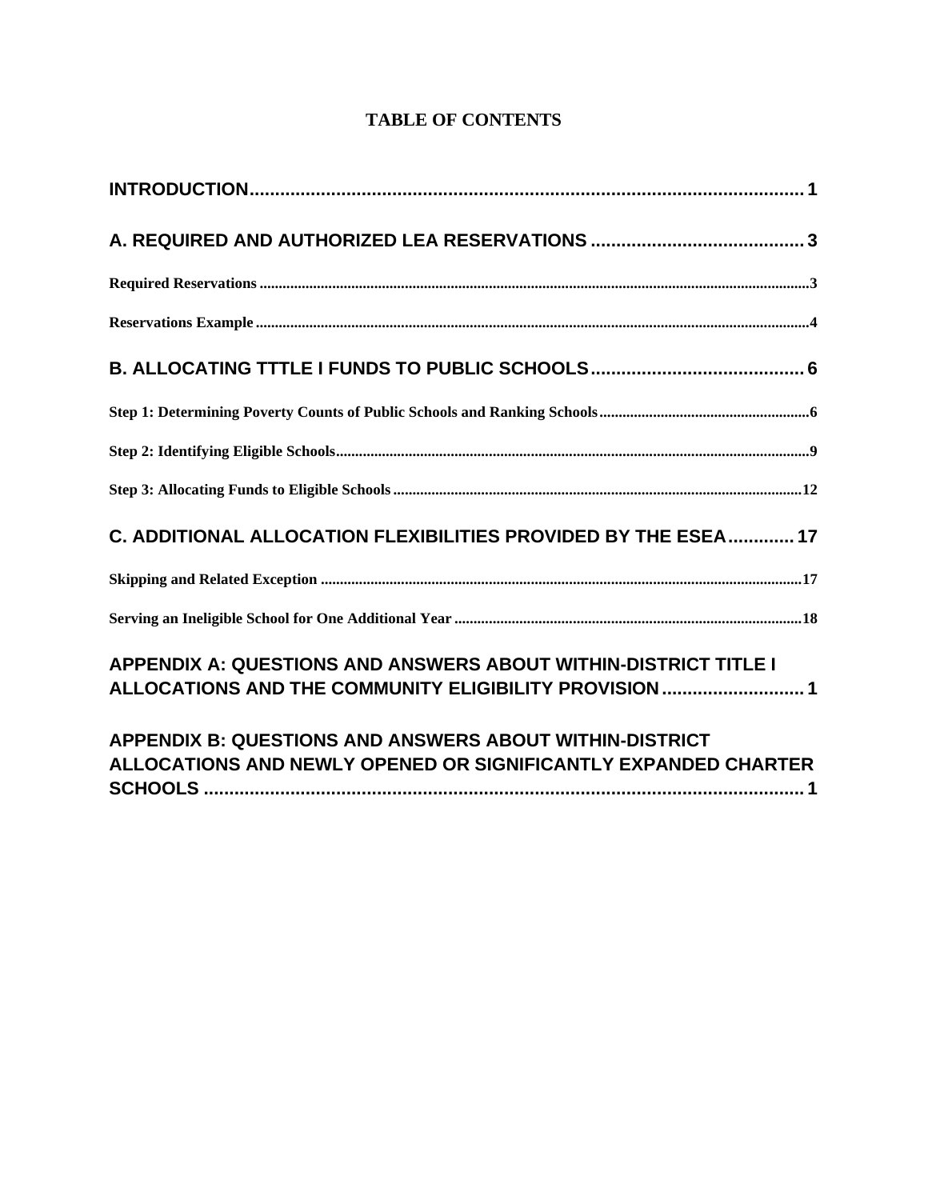**TABLE OF CONTENTS**

**INTRODUCTION** .......... 1

**A. REQUIRED AND AUTHORIZED LEA RESERVATIONS** .......... 3

**Required Reservations** .......... 3

**Reservations Example** .......... 4

**B. ALLOCATING TTTLE I FUNDS TO PUBLIC SCHOOLS** .......... 6

**Step 1: Determining Poverty Counts of Public Schools and Ranking Schools** .......... 6

**Step 2: Identifying Eligible Schools** .......... 9

**Step 3: Allocating Funds to Eligible Schools** .......... 12

**C. ADDITIONAL ALLOCATION FLEXIBILITIES PROVIDED BY THE ESEA** .......... 17

**Skipping and Related Exception** .......... 17

**Serving an Ineligible School for One Additional Year** .......... 18

**APPENDIX A: QUESTIONS AND ANSWERS ABOUT WITHIN-DISTRICT TITLE I ALLOCATIONS AND THE COMMUNITY ELIGIBILITY PROVISION** .......... 1

**APPENDIX B: QUESTIONS AND ANSWERS ABOUT WITHIN-DISTRICT ALLOCATIONS AND NEWLY OPENED OR SIGNIFICANTLY EXPANDED CHARTER SCHOOLS** .......... 1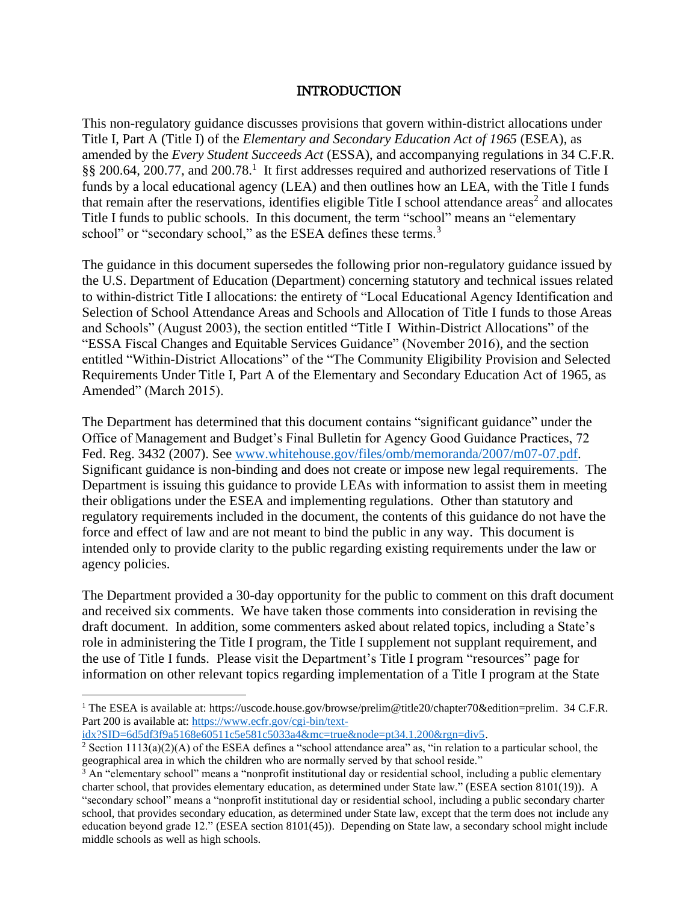# INTRODUCTION

This non-regulatory guidance discusses provisions that govern within-district allocations under Title I, Part A (Title I) of the *Elementary and Secondary Education Act of 1965* (ESEA), as amended by the *Every Student Succeeds Act* (ESSA), and accompanying regulations in 34 C.F.R. §§ 200.64, 200.77, and 200.78.[1] It first addresses required and authorized reservations of Title I funds by a local educational agency (LEA) and then outlines how an LEA, with the Title I funds that remain after the reservations, identifies eligible Title I school attendance areas[2] and allocates Title I funds to public schools. In this document, the term "school" means an "elementary school" or "secondary school," as the ESEA defines these terms.[3]

The guidance in this document supersedes the following prior non-regulatory guidance issued by the U.S. Department of Education (Department) concerning statutory and technical issues related to within-district Title I allocations: the entirety of "Local Educational Agency Identification and Selection of School Attendance Areas and Schools and Allocation of Title I funds to those Areas and Schools" (August 2003), the section entitled "Title I Within-District Allocations" of the "ESSA Fiscal Changes and Equitable Services Guidance" (November 2016), and the section entitled "Within-District Allocations" of the "The Community Eligibility Provision and Selected Requirements Under Title I, Part A of the Elementary and Secondary Education Act of 1965, as Amended" (March 2015).

The Department has determined that this document contains "significant guidance" under the Office of Management and Budget's Final Bulletin for Agency Good Guidance Practices, 72 Fed. Reg. 3432 (2007). See www.whitehouse.gov/files/omb/memoranda/2007/m07-07.pdf. Significant guidance is non-binding and does not create or impose new legal requirements. The Department is issuing this guidance to provide LEAs with information to assist them in meeting their obligations under the ESEA and implementing regulations. Other than statutory and regulatory requirements included in the document, the contents of this guidance do not have the force and effect of law and are not meant to bind the public in any way. This document is intended only to provide clarity to the public regarding existing requirements under the law or agency policies.

The Department provided a 30-day opportunity for the public to comment on this draft document and received six comments. We have taken those comments into consideration in revising the draft document. In addition, some commenters asked about related topics, including a State's role in administering the Title I program, the Title I supplement not supplant requirement, and the use of Title I funds. Please visit the Department's Title I program "resources" page for information on other relevant topics regarding implementation of a Title I program at the State

---

[1] The ESEA is available at: https://uscode.house.gov/browse/prelim@title20/chapter70&edition=prelim. 34 C.F.R. Part 200 is available at: https://www.ecfr.gov/cgi-bin/text-idx?SID=6d5df3f9a5168e60511c5e581c5033a4&mc=true&node=pt34.1.200&rgn=div5.

[2] Section 1113(a)(2)(A) of the ESEA defines a "school attendance area" as, "in relation to a particular school, the geographical area in which the children who are normally served by that school reside."

[3] An "elementary school" means a "nonprofit institutional day or residential school, including a public elementary charter school, that provides elementary education, as determined under State law." (ESEA section 8101(19)). A "secondary school" means a "nonprofit institutional day or residential school, including a public secondary charter school, that provides secondary education, as determined under State law, except that the term does not include any education beyond grade 12." (ESEA section 8101(45)). Depending on State law, a secondary school might include middle schools as well as high schools.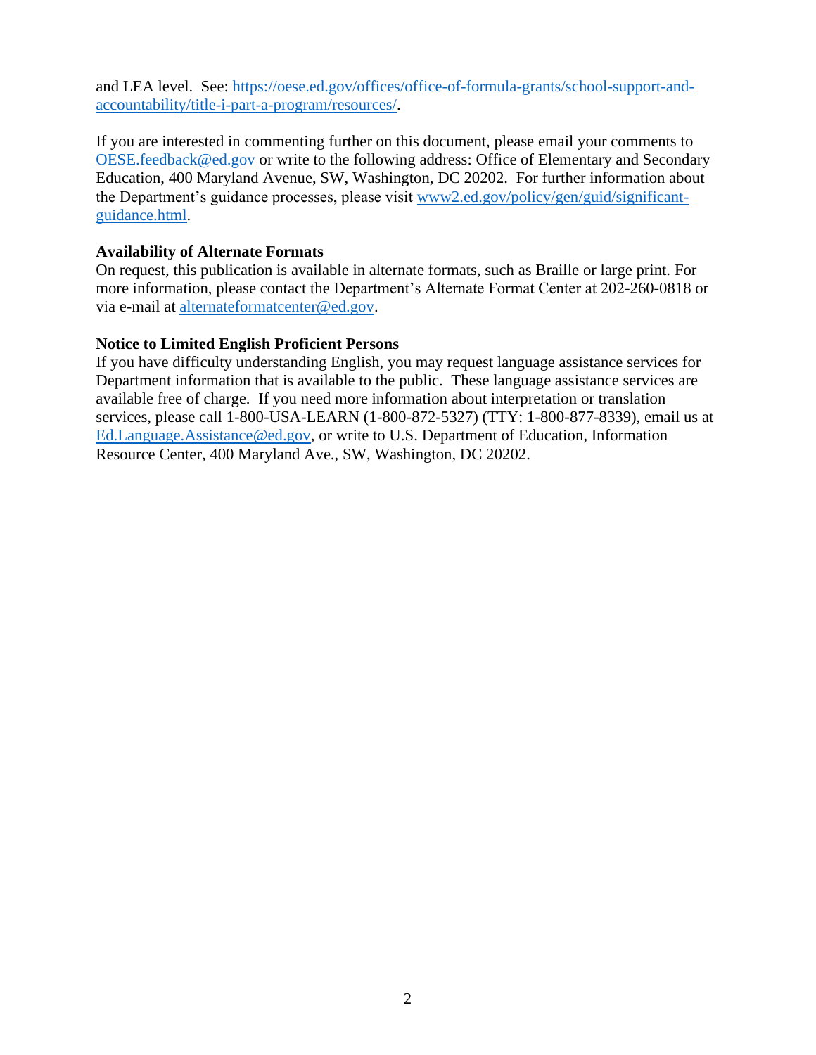and LEA level. See: [https://oese.ed.gov/offices/office-of-formula-grants/school-support-and-accountability/title-i-part-a-program/resources/](https://oese.ed.gov/offices/office-of-formula-grants/school-support-and-accountability/title-i-part-a-program/resources/).

If you are interested in commenting further on this document, please email your comments to [OESE.feedback@ed.gov](mailto:OESE.feedback@ed.gov) or write to the following address: Office of Elementary and Secondary Education, 400 Maryland Avenue, SW, Washington, DC 20202. For further information about the Department's guidance processes, please visit [www2.ed.gov/policy/gen/guid/significant-guidance.html](www2.ed.gov/policy/gen/guid/significant-guidance.html).

**Availability of Alternate Formats**
On request, this publication is available in alternate formats, such as Braille or large print. For more information, please contact the Department's Alternate Format Center at 202-260-0818 or via e-mail at [alternateformatcenter@ed.gov](mailto:alternateformatcenter@ed.gov).

**Notice to Limited English Proficient Persons**
If you have difficulty understanding English, you may request language assistance services for Department information that is available to the public. These language assistance services are available free of charge. If you need more information about interpretation or translation services, please call 1-800-USA-LEARN (1-800-872-5327) (TTY: 1-800-877-8339), email us at [Ed.Language.Assistance@ed.gov](mailto:Ed.Language.Assistance@ed.gov), or write to U.S. Department of Education, Information Resource Center, 400 Maryland Ave., SW, Washington, DC 20202.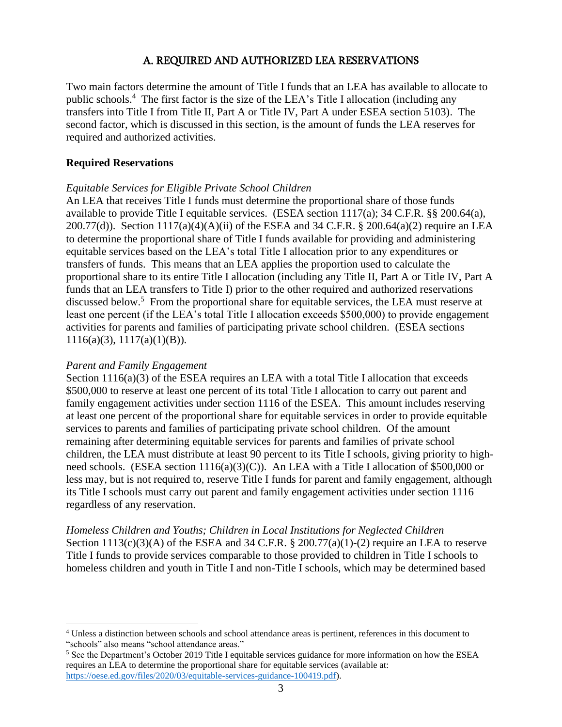## A. REQUIRED AND AUTHORIZED LEA RESERVATIONS

Two main factors determine the amount of Title I funds that an LEA has available to allocate to public schools.[4] The first factor is the size of the LEA's Title I allocation (including any transfers into Title I from Title II, Part A or Title IV, Part A under ESEA section 5103). The second factor, which is discussed in this section, is the amount of funds the LEA reserves for required and authorized activities.

### Required Reservations

*Equitable Services for Eligible Private School Children*

An LEA that receives Title I funds must determine the proportional share of those funds available to provide Title I equitable services. (ESEA section 1117(a); 34 C.F.R. §§ 200.64(a), 200.77(d)). Section 1117(a)(4)(A)(ii) of the ESEA and 34 C.F.R. § 200.64(a)(2) require an LEA to determine the proportional share of Title I funds available for providing and administering equitable services based on the LEA's total Title I allocation prior to any expenditures or transfers of funds. This means that an LEA applies the proportion used to calculate the proportional share to its entire Title I allocation (including any Title II, Part A or Title IV, Part A funds that an LEA transfers to Title I) prior to the other required and authorized reservations discussed below.[5] From the proportional share for equitable services, the LEA must reserve at least one percent (if the LEA's total Title I allocation exceeds $500,000) to provide engagement activities for parents and families of participating private school children. (ESEA sections 1116(a)(3), 1117(a)(1)(B)).

*Parent and Family Engagement*

Section 1116(a)(3) of the ESEA requires an LEA with a total Title I allocation that exceeds $500,000 to reserve at least one percent of its total Title I allocation to carry out parent and family engagement activities under section 1116 of the ESEA. This amount includes reserving at least one percent of the proportional share for equitable services in order to provide equitable services to parents and families of participating private school children. Of the amount remaining after determining equitable services for parents and families of private school children, the LEA must distribute at least 90 percent to its Title I schools, giving priority to high-need schools. (ESEA section 1116(a)(3)(C)). An LEA with a Title I allocation of $500,000 or less may, but is not required to, reserve Title I funds for parent and family engagement, although its Title I schools must carry out parent and family engagement activities under section 1116 regardless of any reservation.

*Homeless Children and Youths; Children in Local Institutions for Neglected Children*

Section 1113(c)(3)(A) of the ESEA and 34 C.F.R. § 200.77(a)(1)-(2) require an LEA to reserve Title I funds to provide services comparable to those provided to children in Title I schools to homeless children and youth in Title I and non-Title I schools, which may be determined based

---

[4] Unless a distinction between schools and school attendance areas is pertinent, references in this document to "schools" also means "school attendance areas."

[5] See the Department's October 2019 Title I equitable services guidance for more information on how the ESEA requires an LEA to determine the proportional share for equitable services (available at: https://oese.ed.gov/files/2020/03/equitable-services-guidance-100419.pdf).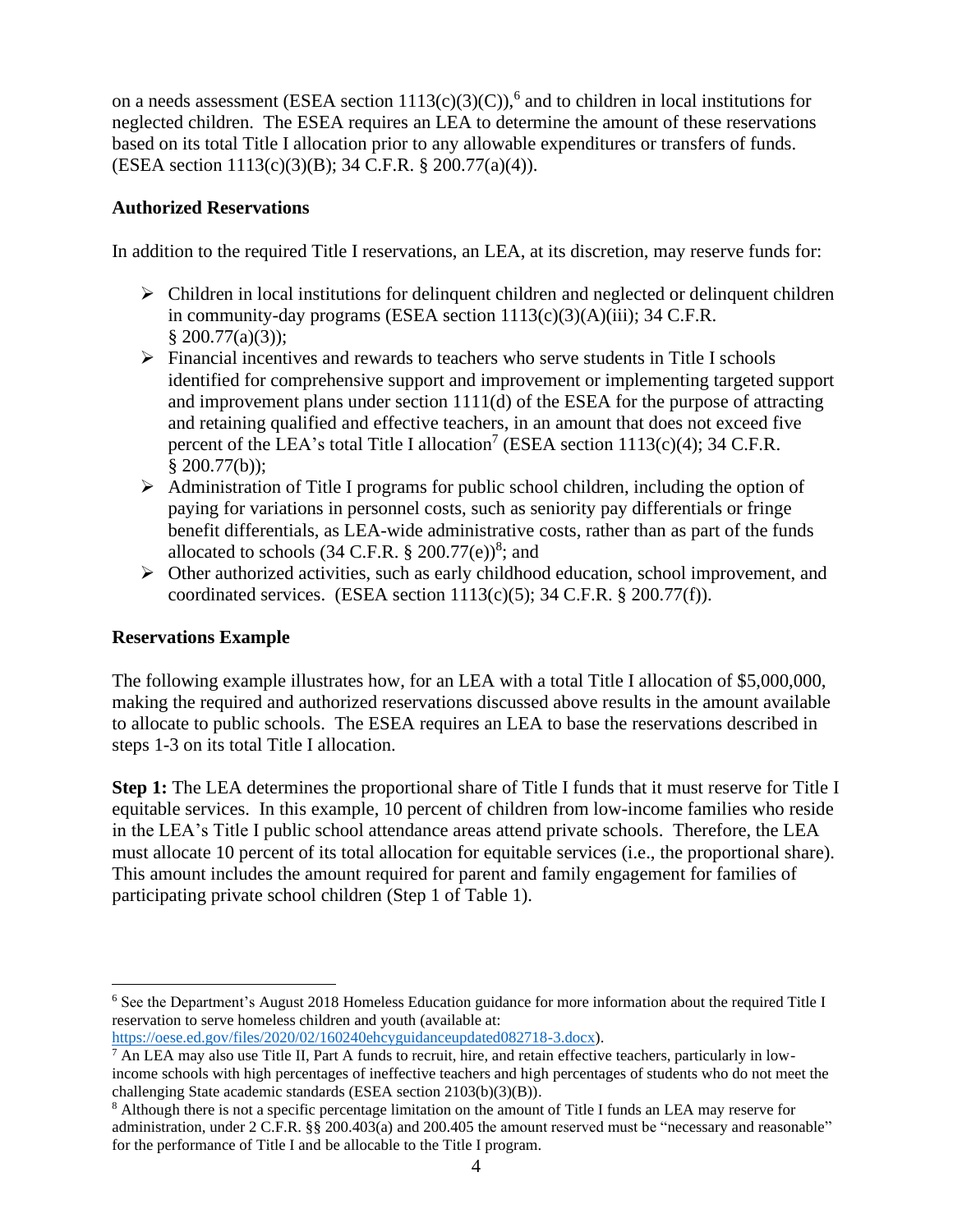on a needs assessment (ESEA section 1113(c)(3)(C)),[6] and to children in local institutions for neglected children. The ESEA requires an LEA to determine the amount of these reservations based on its total Title I allocation prior to any allowable expenditures or transfers of funds. (ESEA section 1113(c)(3)(B); 34 C.F.R. § 200.77(a)(4)).

**Authorized Reservations**

In addition to the required Title I reservations, an LEA, at its discretion, may reserve funds for:

- Children in local institutions for delinquent children and neglected or delinquent children in community-day programs (ESEA section 1113(c)(3)(A)(iii); 34 C.F.R. § 200.77(a)(3));
- Financial incentives and rewards to teachers who serve students in Title I schools identified for comprehensive support and improvement or implementing targeted support and improvement plans under section 1111(d) of the ESEA for the purpose of attracting and retaining qualified and effective teachers, in an amount that does not exceed five percent of the LEA's total Title I allocation[7] (ESEA section 1113(c)(4); 34 C.F.R. § 200.77(b));
- Administration of Title I programs for public school children, including the option of paying for variations in personnel costs, such as seniority pay differentials or fringe benefit differentials, as LEA-wide administrative costs, rather than as part of the funds allocated to schools (34 C.F.R. § 200.77(e))[8]; and
- Other authorized activities, such as early childhood education, school improvement, and coordinated services. (ESEA section 1113(c)(5); 34 C.F.R. § 200.77(f)).

**Reservations Example**

The following example illustrates how, for an LEA with a total Title I allocation of $5,000,000, making the required and authorized reservations discussed above results in the amount available to allocate to public schools. The ESEA requires an LEA to base the reservations described in steps 1-3 on its total Title I allocation.

**Step 1:** The LEA determines the proportional share of Title I funds that it must reserve for Title I equitable services. In this example, 10 percent of children from low-income families who reside in the LEA's Title I public school attendance areas attend private schools. Therefore, the LEA must allocate 10 percent of its total allocation for equitable services (i.e., the proportional share). This amount includes the amount required for parent and family engagement for families of participating private school children (Step 1 of Table 1).

---

[6] See the Department's August 2018 Homeless Education guidance for more information about the required Title I reservation to serve homeless children and youth (available at: https://oese.ed.gov/files/2020/02/160240ehcyguidanceupdated082718-3.docx).

[7] An LEA may also use Title II, Part A funds to recruit, hire, and retain effective teachers, particularly in low-income schools with high percentages of ineffective teachers and high percentages of students who do not meet the challenging State academic standards (ESEA section 2103(b)(3)(B)).

[8] Although there is not a specific percentage limitation on the amount of Title I funds an LEA may reserve for administration, under 2 C.F.R. §§ 200.403(a) and 200.405 the amount reserved must be "necessary and reasonable" for the performance of Title I and be allocable to the Title I program.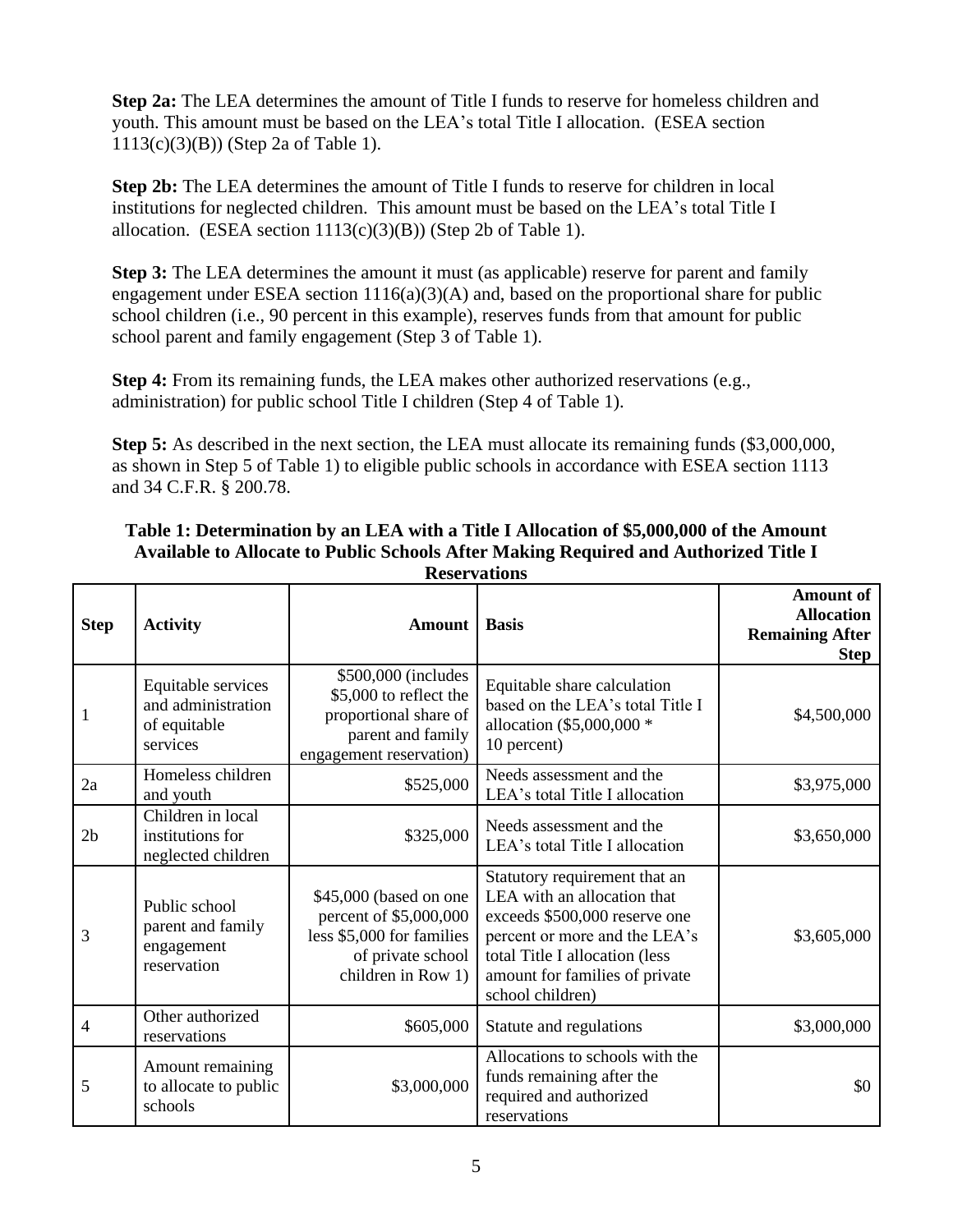**Step 2a:** The LEA determines the amount of Title I funds to reserve for homeless children and youth. This amount must be based on the LEA's total Title I allocation. (ESEA section 1113(c)(3)(B)) (Step 2a of Table 1).

**Step 2b:** The LEA determines the amount of Title I funds to reserve for children in local institutions for neglected children. This amount must be based on the LEA's total Title I allocation. (ESEA section 1113(c)(3)(B)) (Step 2b of Table 1).

**Step 3:** The LEA determines the amount it must (as applicable) reserve for parent and family engagement under ESEA section 1116(a)(3)(A) and, based on the proportional share for public school children (i.e., 90 percent in this example), reserves funds from that amount for public school parent and family engagement (Step 3 of Table 1).

**Step 4:** From its remaining funds, the LEA makes other authorized reservations (e.g., administration) for public school Title I children (Step 4 of Table 1).

**Step 5:** As described in the next section, the LEA must allocate its remaining funds ($3,000,000, as shown in Step 5 of Table 1) to eligible public schools in accordance with ESEA section 1113 and 34 C.F.R. § 200.78.

**Table 1: Determination by an LEA with a Title I Allocation of $5,000,000 of the Amount Available to Allocate to Public Schools After Making Required and Authorized Title I Reservations**

| Step | Activity | Amount | Basis | Amount of Allocation Remaining After Step |
|---|---|---|---|---|
| 1 | Equitable services and administration of equitable services | $500,000 (includes $5,000 to reflect the proportional share of parent and family engagement reservation) | Equitable share calculation based on the LEA's total Title I allocation ($5,000,000 * 10 percent) | $4,500,000 |
| 2a | Homeless children and youth | $525,000 | Needs assessment and the LEA's total Title I allocation | $3,975,000 |
| 2b | Children in local institutions for neglected children | $325,000 | Needs assessment and the LEA's total Title I allocation | $3,650,000 |
| 3 | Public school parent and family engagement reservation | $45,000 (based on one percent of $5,000,000 less $5,000 for families of private school children in Row 1) | Statutory requirement that an LEA with an allocation that exceeds $500,000 reserve one percent or more and the LEA's total Title I allocation (less amount for families of private school children) | $3,605,000 |
| 4 | Other authorized reservations | $605,000 | Statute and regulations | $3,000,000 |
| 5 | Amount remaining to allocate to public schools | $3,000,000 | Allocations to schools with the funds remaining after the required and authorized reservations | $0 |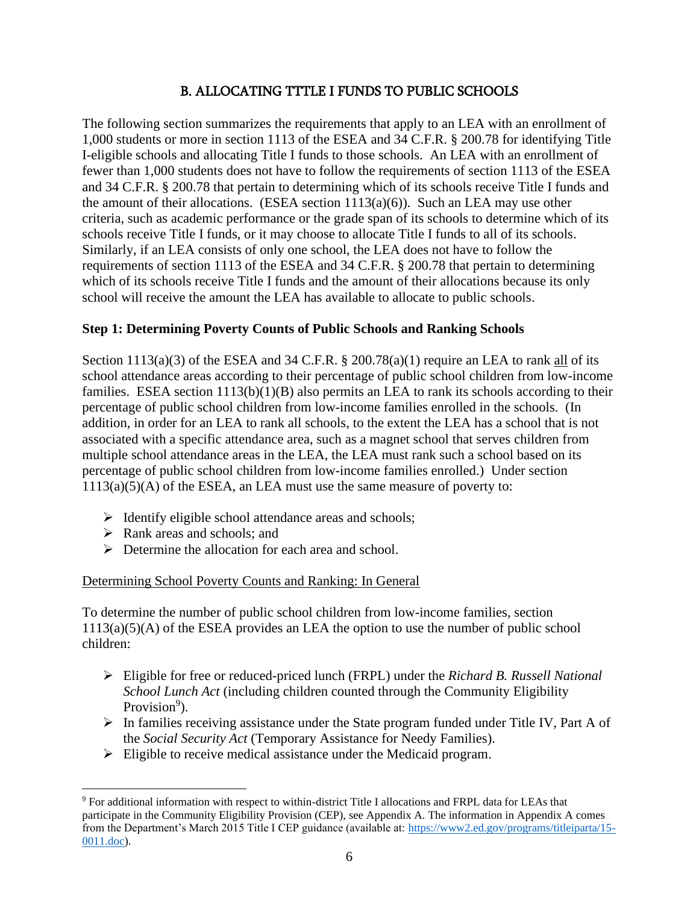## B. ALLOCATING TTTLE I FUNDS TO PUBLIC SCHOOLS

The following section summarizes the requirements that apply to an LEA with an enrollment of 1,000 students or more in section 1113 of the ESEA and 34 C.F.R. § 200.78 for identifying Title I-eligible schools and allocating Title I funds to those schools. An LEA with an enrollment of fewer than 1,000 students does not have to follow the requirements of section 1113 of the ESEA and 34 C.F.R. § 200.78 that pertain to determining which of its schools receive Title I funds and the amount of their allocations. (ESEA section 1113(a)(6)). Such an LEA may use other criteria, such as academic performance or the grade span of its schools to determine which of its schools receive Title I funds, or it may choose to allocate Title I funds to all of its schools. Similarly, if an LEA consists of only one school, the LEA does not have to follow the requirements of section 1113 of the ESEA and 34 C.F.R. § 200.78 that pertain to determining which of its schools receive Title I funds and the amount of their allocations because its only school will receive the amount the LEA has available to allocate to public schools.

### Step 1: Determining Poverty Counts of Public Schools and Ranking Schools

Section 1113(a)(3) of the ESEA and 34 C.F.R. § 200.78(a)(1) require an LEA to rank <u>all</u> of its school attendance areas according to their percentage of public school children from low-income families. ESEA section 1113(b)(1)(B) also permits an LEA to rank its schools according to their percentage of public school children from low-income families enrolled in the schools. (In addition, in order for an LEA to rank all schools, to the extent the LEA has a school that is not associated with a specific attendance area, such as a magnet school that serves children from multiple school attendance areas in the LEA, the LEA must rank such a school based on its percentage of public school children from low-income families enrolled.) Under section 1113(a)(5)(A) of the ESEA, an LEA must use the same measure of poverty to:

- Identify eligible school attendance areas and schools;
- Rank areas and schools; and
- Determine the allocation for each area and school.

<u>Determining School Poverty Counts and Ranking: In General</u>

To determine the number of public school children from low-income families, section 1113(a)(5)(A) of the ESEA provides an LEA the option to use the number of public school children:

- Eligible for free or reduced-priced lunch (FRPL) under the *Richard B. Russell National School Lunch Act* (including children counted through the Community Eligibility Provision[9]).
- In families receiving assistance under the State program funded under Title IV, Part A of the *Social Security Act* (Temporary Assistance for Needy Families).
- Eligible to receive medical assistance under the Medicaid program.

---

[9] For additional information with respect to within-district Title I allocations and FRPL data for LEAs that participate in the Community Eligibility Provision (CEP), see Appendix A. The information in Appendix A comes from the Department's March 2015 Title I CEP guidance (available at: https://www2.ed.gov/programs/titleiparta/15-0011.doc).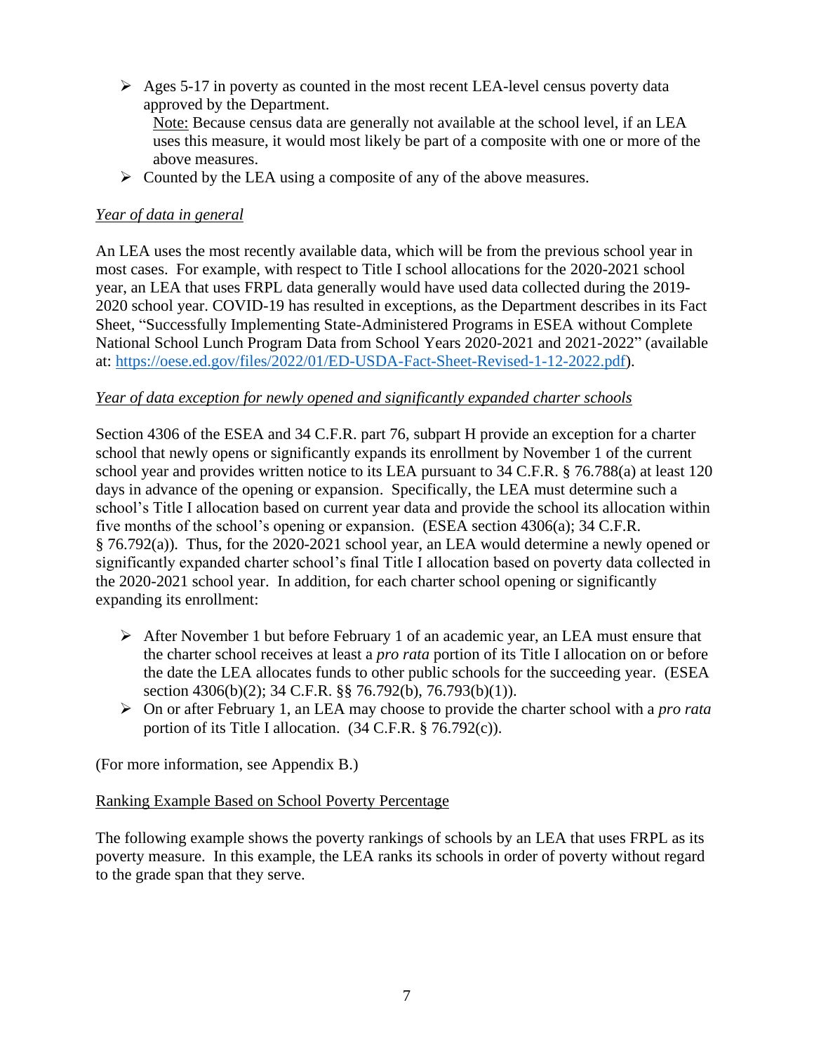- Ages 5-17 in poverty as counted in the most recent LEA-level census poverty data approved by the Department.

  Note: Because census data are generally not available at the school level, if an LEA uses this measure, it would most likely be part of a composite with one or more of the above measures.
- Counted by the LEA using a composite of any of the above measures.

*Year of data in general*

An LEA uses the most recently available data, which will be from the previous school year in most cases. For example, with respect to Title I school allocations for the 2020-2021 school year, an LEA that uses FRPL data generally would have used data collected during the 2019-2020 school year. COVID-19 has resulted in exceptions, as the Department describes in its Fact Sheet, "Successfully Implementing State-Administered Programs in ESEA without Complete National School Lunch Program Data from School Years 2020-2021 and 2021-2022" (available at: https://oese.ed.gov/files/2022/01/ED-USDA-Fact-Sheet-Revised-1-12-2022.pdf).

*Year of data exception for newly opened and significantly expanded charter schools*

Section 4306 of the ESEA and 34 C.F.R. part 76, subpart H provide an exception for a charter school that newly opens or significantly expands its enrollment by November 1 of the current school year and provides written notice to its LEA pursuant to 34 C.F.R. § 76.788(a) at least 120 days in advance of the opening or expansion. Specifically, the LEA must determine such a school's Title I allocation based on current year data and provide the school its allocation within five months of the school's opening or expansion. (ESEA section 4306(a); 34 C.F.R. § 76.792(a)). Thus, for the 2020-2021 school year, an LEA would determine a newly opened or significantly expanded charter school's final Title I allocation based on poverty data collected in the 2020-2021 school year. In addition, for each charter school opening or significantly expanding its enrollment:

- After November 1 but before February 1 of an academic year, an LEA must ensure that the charter school receives at least a *pro rata* portion of its Title I allocation on or before the date the LEA allocates funds to other public schools for the succeeding year. (ESEA section 4306(b)(2); 34 C.F.R. §§ 76.792(b), 76.793(b)(1)).
- On or after February 1, an LEA may choose to provide the charter school with a *pro rata* portion of its Title I allocation. (34 C.F.R. § 76.792(c)).

(For more information, see Appendix B.)

Ranking Example Based on School Poverty Percentage

The following example shows the poverty rankings of schools by an LEA that uses FRPL as its poverty measure. In this example, the LEA ranks its schools in order of poverty without regard to the grade span that they serve.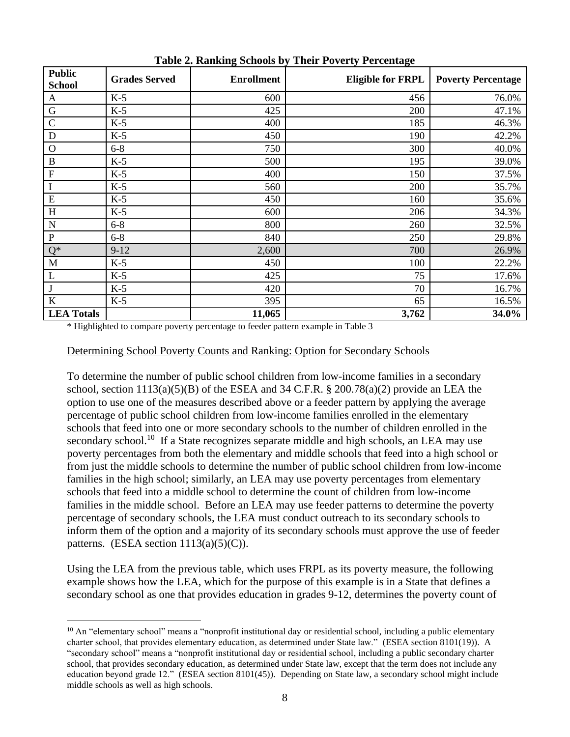**Table 2. Ranking Schools by Their Poverty Percentage**

| Public School | Grades Served | Enrollment | Eligible for FRPL | Poverty Percentage |
|---|---|---|---|---|
| A | K-5 | 600 | 456 | 76.0% |
| G | K-5 | 425 | 200 | 47.1% |
| C | K-5 | 400 | 185 | 46.3% |
| D | K-5 | 450 | 190 | 42.2% |
| O | 6-8 | 750 | 300 | 40.0% |
| B | K-5 | 500 | 195 | 39.0% |
| F | K-5 | 400 | 150 | 37.5% |
| I | K-5 | 560 | 200 | 35.7% |
| E | K-5 | 450 | 160 | 35.6% |
| H | K-5 | 600 | 206 | 34.3% |
| N | 6-8 | 800 | 260 | 32.5% |
| P | 6-8 | 840 | 250 | 29.8% |
| Q* | 9-12 | 2,600 | 700 | 26.9% |
| M | K-5 | 450 | 100 | 22.2% |
| L | K-5 | 425 | 75 | 17.6% |
| J | K-5 | 420 | 70 | 16.7% |
| K | K-5 | 395 | 65 | 16.5% |
| **LEA Totals** | | **11,065** | **3,762** | **34.0%** |

* Highlighted to compare poverty percentage to feeder pattern example in Table 3

Determining School Poverty Counts and Ranking: Option for Secondary Schools

To determine the number of public school children from low-income families in a secondary school, section 1113(a)(5)(B) of the ESEA and 34 C.F.R. § 200.78(a)(2) provide an LEA the option to use one of the measures described above or a feeder pattern by applying the average percentage of public school children from low-income families enrolled in the elementary schools that feed into one or more secondary schools to the number of children enrolled in the secondary school.[10] If a State recognizes separate middle and high schools, an LEA may use poverty percentages from both the elementary and middle schools that feed into a high school or from just the middle schools to determine the number of public school children from low-income families in the high school; similarly, an LEA may use poverty percentages from elementary schools that feed into a middle school to determine the count of children from low-income families in the middle school. Before an LEA may use feeder patterns to determine the poverty percentage of secondary schools, the LEA must conduct outreach to its secondary schools to inform them of the option and a majority of its secondary schools must approve the use of feeder patterns. (ESEA section 1113(a)(5)(C)).

Using the LEA from the previous table, which uses FRPL as its poverty measure, the following example shows how the LEA, which for the purpose of this example is in a State that defines a secondary school as one that provides education in grades 9-12, determines the poverty count of

[10] An "elementary school" means a "nonprofit institutional day or residential school, including a public elementary charter school, that provides elementary education, as determined under State law." (ESEA section 8101(19)). A "secondary school" means a "nonprofit institutional day or residential school, including a public secondary charter school, that provides secondary education, as determined under State law, except that the term does not include any education beyond grade 12." (ESEA section 8101(45)). Depending on State law, a secondary school might include middle schools as well as high schools.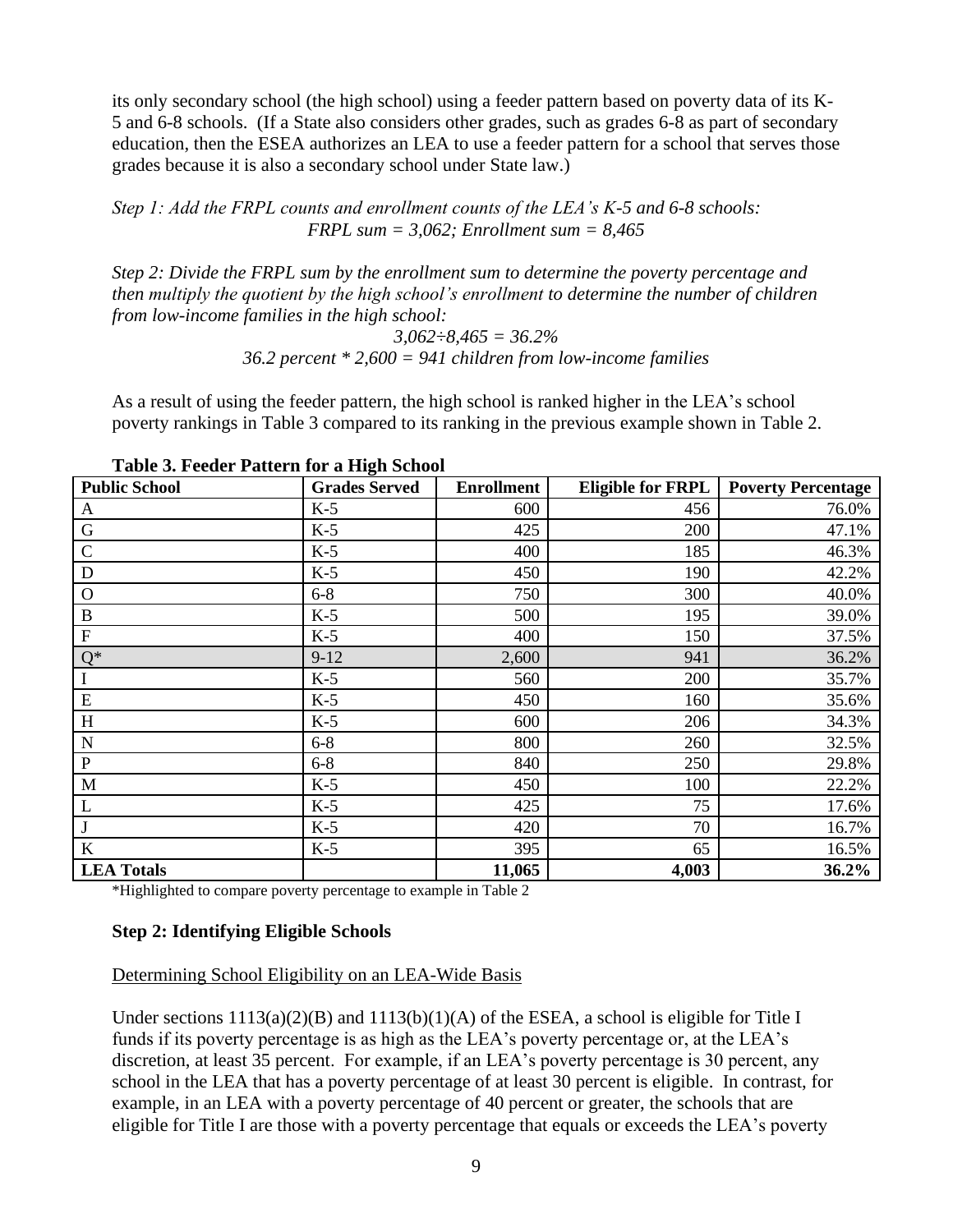its only secondary school (the high school) using a feeder pattern based on poverty data of its K-5 and 6-8 schools. (If a State also considers other grades, such as grades 6-8 as part of secondary education, then the ESEA authorizes an LEA to use a feeder pattern for a school that serves those grades because it is also a secondary school under State law.)

*Step 1: Add the FRPL counts and enrollment counts of the LEA's K-5 and 6-8 schools:*
*FRPL sum = 3,062; Enrollment sum = 8,465*

*Step 2: Divide the FRPL sum by the enrollment sum to determine the poverty percentage and then multiply the quotient by the high school's enrollment to determine the number of children from low-income families in the high school:*

*3,062÷8,465 = 36.2%*
*36.2 percent * 2,600 = 941 children from low-income families*

As a result of using the feeder pattern, the high school is ranked higher in the LEA's school poverty rankings in Table 3 compared to its ranking in the previous example shown in Table 2.

**Table 3. Feeder Pattern for a High School**

| Public School | Grades Served | Enrollment | Eligible for FRPL | Poverty Percentage |
|---|---|---|---|---|
| A | K-5 | 600 | 456 | 76.0% |
| G | K-5 | 425 | 200 | 47.1% |
| C | K-5 | 400 | 185 | 46.3% |
| D | K-5 | 450 | 190 | 42.2% |
| O | 6-8 | 750 | 300 | 40.0% |
| B | K-5 | 500 | 195 | 39.0% |
| F | K-5 | 400 | 150 | 37.5% |
| Q* | 9-12 | 2,600 | 941 | 36.2% |
| I | K-5 | 560 | 200 | 35.7% |
| E | K-5 | 450 | 160 | 35.6% |
| H | K-5 | 600 | 206 | 34.3% |
| N | 6-8 | 800 | 260 | 32.5% |
| P | 6-8 | 840 | 250 | 29.8% |
| M | K-5 | 450 | 100 | 22.2% |
| L | K-5 | 425 | 75 | 17.6% |
| J | K-5 | 420 | 70 | 16.7% |
| K | K-5 | 395 | 65 | 16.5% |
| **LEA Totals** | | **11,065** | **4,003** | **36.2%** |

*Highlighted to compare poverty percentage to example in Table 2

### Step 2: Identifying Eligible Schools

Determining School Eligibility on an LEA-Wide Basis

Under sections 1113(a)(2)(B) and 1113(b)(1)(A) of the ESEA, a school is eligible for Title I funds if its poverty percentage is as high as the LEA's poverty percentage or, at the LEA's discretion, at least 35 percent. For example, if an LEA's poverty percentage is 30 percent, any school in the LEA that has a poverty percentage of at least 30 percent is eligible. In contrast, for example, in an LEA with a poverty percentage of 40 percent or greater, the schools that are eligible for Title I are those with a poverty percentage that equals or exceeds the LEA's poverty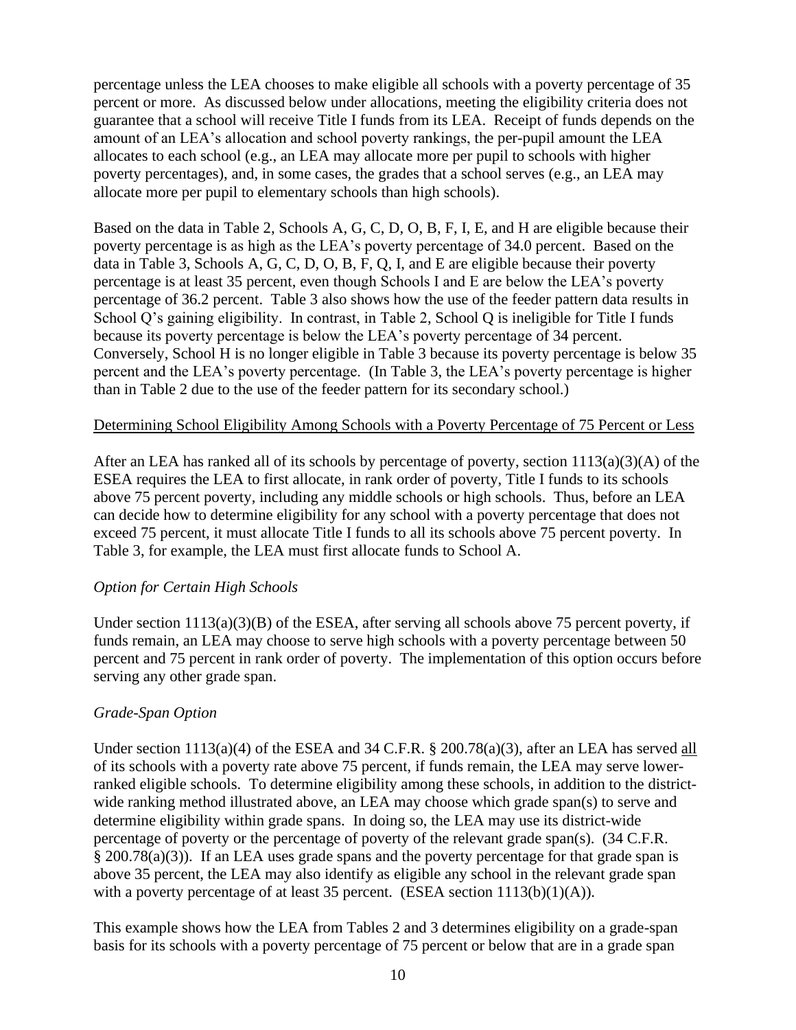percentage unless the LEA chooses to make eligible all schools with a poverty percentage of 35 percent or more. As discussed below under allocations, meeting the eligibility criteria does not guarantee that a school will receive Title I funds from its LEA. Receipt of funds depends on the amount of an LEA's allocation and school poverty rankings, the per-pupil amount the LEA allocates to each school (e.g., an LEA may allocate more per pupil to schools with higher poverty percentages), and, in some cases, the grades that a school serves (e.g., an LEA may allocate more per pupil to elementary schools than high schools).

Based on the data in Table 2, Schools A, G, C, D, O, B, F, I, E, and H are eligible because their poverty percentage is as high as the LEA's poverty percentage of 34.0 percent. Based on the data in Table 3, Schools A, G, C, D, O, B, F, Q, I, and E are eligible because their poverty percentage is at least 35 percent, even though Schools I and E are below the LEA's poverty percentage of 36.2 percent. Table 3 also shows how the use of the feeder pattern data results in School Q's gaining eligibility. In contrast, in Table 2, School Q is ineligible for Title I funds because its poverty percentage is below the LEA's poverty percentage of 34 percent. Conversely, School H is no longer eligible in Table 3 because its poverty percentage is below 35 percent and the LEA's poverty percentage. (In Table 3, the LEA's poverty percentage is higher than in Table 2 due to the use of the feeder pattern for its secondary school.)

<u>Determining School Eligibility Among Schools with a Poverty Percentage of 75 Percent or Less</u>

After an LEA has ranked all of its schools by percentage of poverty, section 1113(a)(3)(A) of the ESEA requires the LEA to first allocate, in rank order of poverty, Title I funds to its schools above 75 percent poverty, including any middle schools or high schools. Thus, before an LEA can decide how to determine eligibility for any school with a poverty percentage that does not exceed 75 percent, it must allocate Title I funds to all its schools above 75 percent poverty. In Table 3, for example, the LEA must first allocate funds to School A.

*Option for Certain High Schools*

Under section 1113(a)(3)(B) of the ESEA, after serving all schools above 75 percent poverty, if funds remain, an LEA may choose to serve high schools with a poverty percentage between 50 percent and 75 percent in rank order of poverty. The implementation of this option occurs before serving any other grade span.

*Grade-Span Option*

Under section 1113(a)(4) of the ESEA and 34 C.F.R. § 200.78(a)(3), after an LEA has served <u>all</u> of its schools with a poverty rate above 75 percent, if funds remain, the LEA may serve lower-ranked eligible schools. To determine eligibility among these schools, in addition to the district-wide ranking method illustrated above, an LEA may choose which grade span(s) to serve and determine eligibility within grade spans. In doing so, the LEA may use its district-wide percentage of poverty or the percentage of poverty of the relevant grade span(s). (34 C.F.R. § 200.78(a)(3)). If an LEA uses grade spans and the poverty percentage for that grade span is above 35 percent, the LEA may also identify as eligible any school in the relevant grade span with a poverty percentage of at least 35 percent. (ESEA section 1113(b)(1)(A)).

This example shows how the LEA from Tables 2 and 3 determines eligibility on a grade-span basis for its schools with a poverty percentage of 75 percent or below that are in a grade span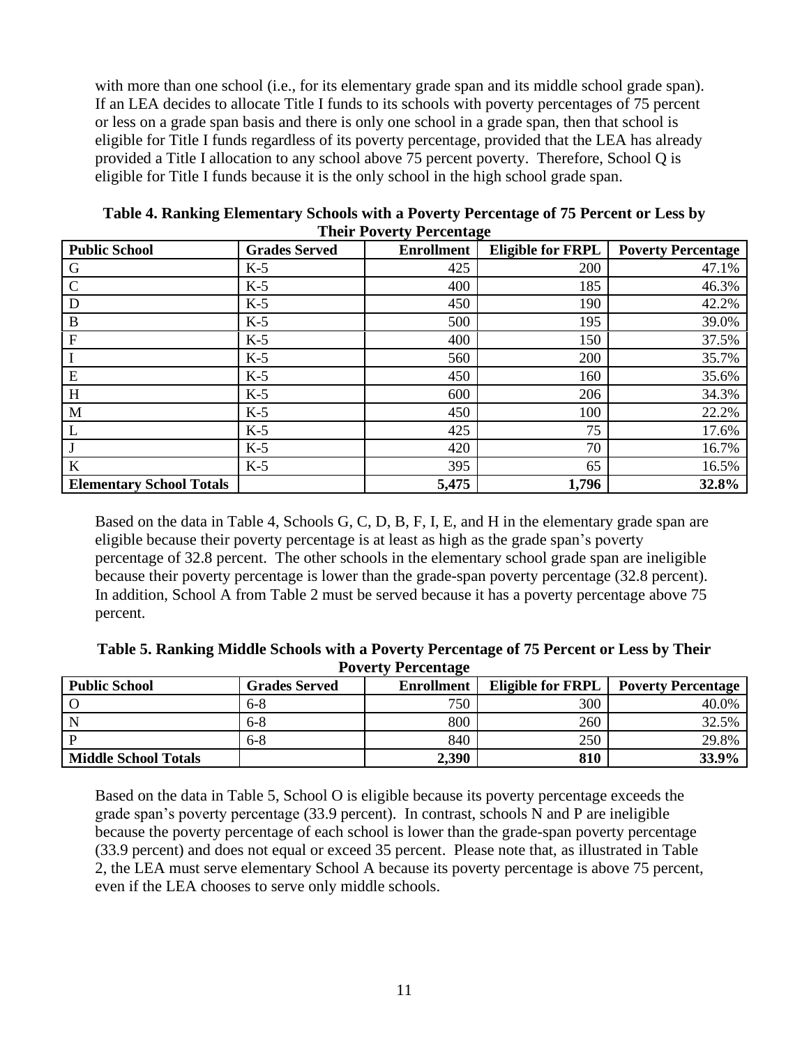with more than one school (i.e., for its elementary grade span and its middle school grade span). If an LEA decides to allocate Title I funds to its schools with poverty percentages of 75 percent or less on a grade span basis and there is only one school in a grade span, then that school is eligible for Title I funds regardless of its poverty percentage, provided that the LEA has already provided a Title I allocation to any school above 75 percent poverty. Therefore, School Q is eligible for Title I funds because it is the only school in the high school grade span.

**Table 4. Ranking Elementary Schools with a Poverty Percentage of 75 Percent or Less by Their Poverty Percentage**

| Public School | Grades Served | Enrollment | Eligible for FRPL | Poverty Percentage |
|---|---|---|---|---|
| G | K-5 | 425 | 200 | 47.1% |
| C | K-5 | 400 | 185 | 46.3% |
| D | K-5 | 450 | 190 | 42.2% |
| B | K-5 | 500 | 195 | 39.0% |
| F | K-5 | 400 | 150 | 37.5% |
| I | K-5 | 560 | 200 | 35.7% |
| E | K-5 | 450 | 160 | 35.6% |
| H | K-5 | 600 | 206 | 34.3% |
| M | K-5 | 450 | 100 | 22.2% |
| L | K-5 | 425 | 75 | 17.6% |
| J | K-5 | 420 | 70 | 16.7% |
| K | K-5 | 395 | 65 | 16.5% |
| **Elementary School Totals** | | **5,475** | **1,796** | **32.8%** |

Based on the data in Table 4, Schools G, C, D, B, F, I, E, and H in the elementary grade span are eligible because their poverty percentage is at least as high as the grade span's poverty percentage of 32.8 percent. The other schools in the elementary school grade span are ineligible because their poverty percentage is lower than the grade-span poverty percentage (32.8 percent). In addition, School A from Table 2 must be served because it has a poverty percentage above 75 percent.

**Table 5. Ranking Middle Schools with a Poverty Percentage of 75 Percent or Less by Their Poverty Percentage**

| Public School | Grades Served | Enrollment | Eligible for FRPL | Poverty Percentage |
|---|---|---|---|---|
| O | 6-8 | 750 | 300 | 40.0% |
| N | 6-8 | 800 | 260 | 32.5% |
| P | 6-8 | 840 | 250 | 29.8% |
| **Middle School Totals** | | **2,390** | **810** | **33.9%** |

Based on the data in Table 5, School O is eligible because its poverty percentage exceeds the grade span's poverty percentage (33.9 percent). In contrast, schools N and P are ineligible because the poverty percentage of each school is lower than the grade-span poverty percentage (33.9 percent) and does not equal or exceed 35 percent. Please note that, as illustrated in Table 2, the LEA must serve elementary School A because its poverty percentage is above 75 percent, even if the LEA chooses to serve only middle schools.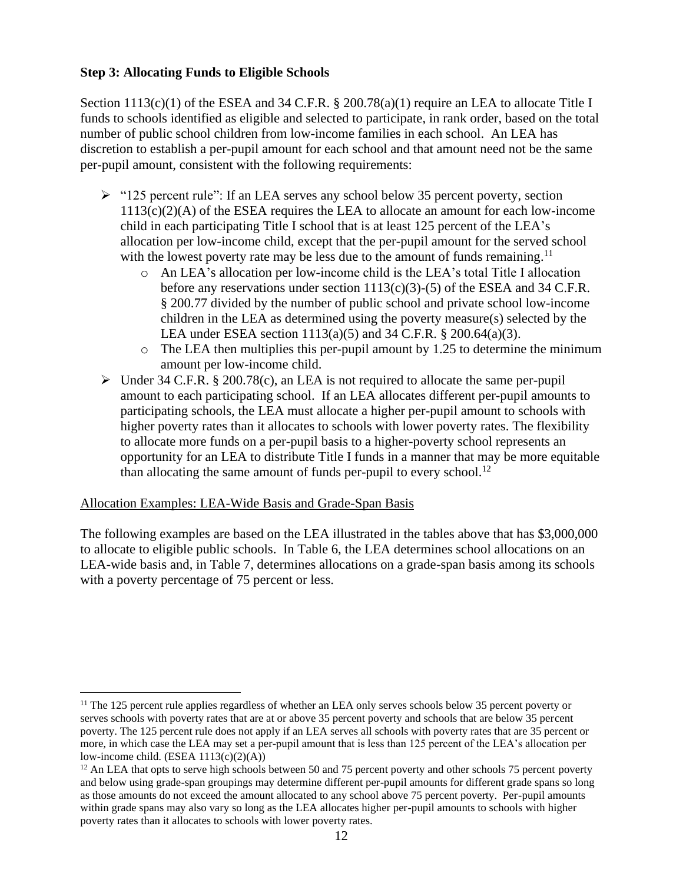**Step 3: Allocating Funds to Eligible Schools**

Section 1113(c)(1) of the ESEA and 34 C.F.R. § 200.78(a)(1) require an LEA to allocate Title I funds to schools identified as eligible and selected to participate, in rank order, based on the total number of public school children from low-income families in each school. An LEA has discretion to establish a per-pupil amount for each school and that amount need not be the same per-pupil amount, consistent with the following requirements:

- "125 percent rule": If an LEA serves any school below 35 percent poverty, section 1113(c)(2)(A) of the ESEA requires the LEA to allocate an amount for each low-income child in each participating Title I school that is at least 125 percent of the LEA's allocation per low-income child, except that the per-pupil amount for the served school with the lowest poverty rate may be less due to the amount of funds remaining.[11]
    - An LEA's allocation per low-income child is the LEA's total Title I allocation before any reservations under section 1113(c)(3)-(5) of the ESEA and 34 C.F.R. § 200.77 divided by the number of public school and private school low-income children in the LEA as determined using the poverty measure(s) selected by the LEA under ESEA section 1113(a)(5) and 34 C.F.R. § 200.64(a)(3).
    - The LEA then multiplies this per-pupil amount by 1.25 to determine the minimum amount per low-income child.
- Under 34 C.F.R. § 200.78(c), an LEA is not required to allocate the same per-pupil amount to each participating school. If an LEA allocates different per-pupil amounts to participating schools, the LEA must allocate a higher per-pupil amount to schools with higher poverty rates than it allocates to schools with lower poverty rates. The flexibility to allocate more funds on a per-pupil basis to a higher-poverty school represents an opportunity for an LEA to distribute Title I funds in a manner that may be more equitable than allocating the same amount of funds per-pupil to every school.[12]

Allocation Examples: LEA-Wide Basis and Grade-Span Basis

The following examples are based on the LEA illustrated in the tables above that has $3,000,000 to allocate to eligible public schools. In Table 6, the LEA determines school allocations on an LEA-wide basis and, in Table 7, determines allocations on a grade-span basis among its schools with a poverty percentage of 75 percent or less.

[11] The 125 percent rule applies regardless of whether an LEA only serves schools below 35 percent poverty or serves schools with poverty rates that are at or above 35 percent poverty and schools that are below 35 percent poverty. The 125 percent rule does not apply if an LEA serves all schools with poverty rates that are 35 percent or more, in which case the LEA may set a per-pupil amount that is less than 125 percent of the LEA's allocation per low-income child. (ESEA 1113(c)(2)(A))

[12] An LEA that opts to serve high schools between 50 and 75 percent poverty and other schools 75 percent poverty and below using grade-span groupings may determine different per-pupil amounts for different grade spans so long as those amounts do not exceed the amount allocated to any school above 75 percent poverty. Per-pupil amounts within grade spans may also vary so long as the LEA allocates higher per-pupil amounts to schools with higher poverty rates than it allocates to schools with lower poverty rates.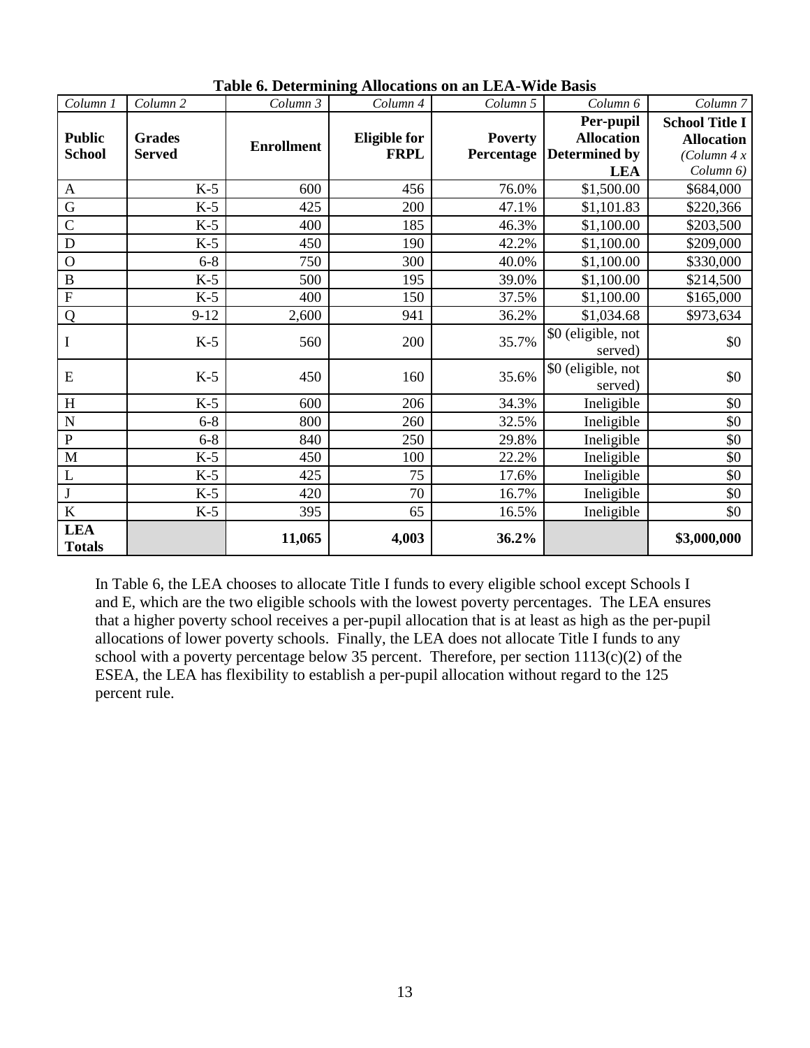**Table 6. Determining Allocations on an LEA-Wide Basis**

| *Column 1* | *Column 2* | *Column 3* | *Column 4* | *Column 5* | *Column 6* | *Column 7* |
|---|---|---|---|---|---|---|
| **Public School** | **Grades Served** | **Enrollment** | **Eligible for FRPL** | **Poverty Percentage** | **Per-pupil Allocation Determined by LEA** | **School Title I Allocation** *(Column 4 x Column 6)* |
| A | K-5 | 600 | 456 | 76.0% | $1,500.00 | $684,000 |
| G | K-5 | 425 | 200 | 47.1% | $1,101.83 | $220,366 |
| C | K-5 | 400 | 185 | 46.3% | $1,100.00 | $203,500 |
| D | K-5 | 450 | 190 | 42.2% | $1,100.00 | $209,000 |
| O | 6-8 | 750 | 300 | 40.0% | $1,100.00 | $330,000 |
| B | K-5 | 500 | 195 | 39.0% | $1,100.00 | $214,500 |
| F | K-5 | 400 | 150 | 37.5% | $1,100.00 | $165,000 |
| Q | 9-12 | 2,600 | 941 | 36.2% | $1,034.68 | $973,634 |
| I | K-5 | 560 | 200 | 35.7% | $0 (eligible, not served) | $0 |
| E | K-5 | 450 | 160 | 35.6% | $0 (eligible, not served) | $0 |
| H | K-5 | 600 | 206 | 34.3% | Ineligible | $0 |
| N | 6-8 | 800 | 260 | 32.5% | Ineligible | $0 |
| P | 6-8 | 840 | 250 | 29.8% | Ineligible | $0 |
| M | K-5 | 450 | 100 | 22.2% | Ineligible | $0 |
| L | K-5 | 425 | 75 | 17.6% | Ineligible | $0 |
| J | K-5 | 420 | 70 | 16.7% | Ineligible | $0 |
| K | K-5 | 395 | 65 | 16.5% | Ineligible | $0 |
| **LEA Totals** | | **11,065** | **4,003** | **36.2%** | | **$3,000,000** |

In Table 6, the LEA chooses to allocate Title I funds to every eligible school except Schools I and E, which are the two eligible schools with the lowest poverty percentages. The LEA ensures that a higher poverty school receives a per-pupil allocation that is at least as high as the per-pupil allocations of lower poverty schools. Finally, the LEA does not allocate Title I funds to any school with a poverty percentage below 35 percent. Therefore, per section 1113(c)(2) of the ESEA, the LEA has flexibility to establish a per-pupil allocation without regard to the 125 percent rule.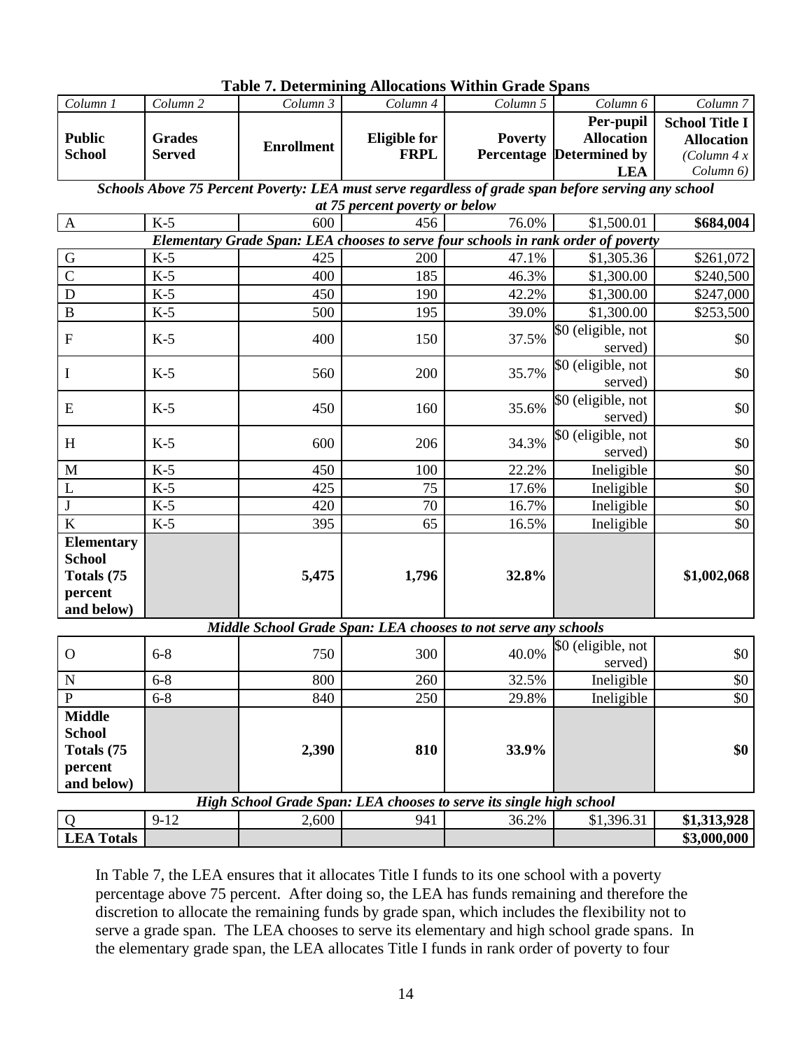**Table 7. Determining Allocations Within Grade Spans**

| *Column 1* | *Column 2* | *Column 3* | *Column 4* | *Column 5* | *Column 6* | *Column 7* |
|---|---|---|---|---|---|---|
| **Public School** | **Grades Served** | **Enrollment** | **Eligible for FRPL** | **Poverty Percentage** | **Per-pupil Allocation Determined by LEA** | **School Title I Allocation** *(Column 4 x Column 6)* |
| ***Schools Above 75 Percent Poverty: LEA must serve regardless of grade span before serving any school at 75 percent poverty or below*** | | | | | | |
| A | K-5 | 600 | 456 | 76.0% | $1,500.01 | **$684,004** |
| ***Elementary Grade Span: LEA chooses to serve four schools in rank order of poverty*** | | | | | | |
| G | K-5 | 425 | 200 | 47.1% | $1,305.36 | $261,072 |
| C | K-5 | 400 | 185 | 46.3% | $1,300.00 | $240,500 |
| D | K-5 | 450 | 190 | 42.2% | $1,300.00 | $247,000 |
| B | K-5 | 500 | 195 | 39.0% | $1,300.00 | $253,500 |
| F | K-5 | 400 | 150 | 37.5% | $0 (eligible, not served) | $0 |
| I | K-5 | 560 | 200 | 35.7% | $0 (eligible, not served) | $0 |
| E | K-5 | 450 | 160 | 35.6% | $0 (eligible, not served) | $0 |
| H | K-5 | 600 | 206 | 34.3% | $0 (eligible, not served) | $0 |
| M | K-5 | 450 | 100 | 22.2% | Ineligible | $0 |
| L | K-5 | 425 | 75 | 17.6% | Ineligible | $0 |
| J | K-5 | 420 | 70 | 16.7% | Ineligible | $0 |
| K | K-5 | 395 | 65 | 16.5% | Ineligible | $0 |
| **Elementary School Totals (75 percent and below)** | | **5,475** | **1,796** | **32.8%** | | **$1,002,068** |
| ***Middle School Grade Span: LEA chooses to not serve any schools*** | | | | | | |
| O | 6-8 | 750 | 300 | 40.0% | $0 (eligible, not served) | $0 |
| N | 6-8 | 800 | 260 | 32.5% | Ineligible | $0 |
| P | 6-8 | 840 | 250 | 29.8% | Ineligible | $0 |
| **Middle School Totals (75 percent and below)** | | **2,390** | **810** | **33.9%** | | **$0** |
| ***High School Grade Span: LEA chooses to serve its single high school*** | | | | | | |
| Q | 9-12 | 2,600 | 941 | 36.2% | $1,396.31 | **$1,313,928** |
| **LEA Totals** | | | | | | **$3,000,000** |

In Table 7, the LEA ensures that it allocates Title I funds to its one school with a poverty percentage above 75 percent. After doing so, the LEA has funds remaining and therefore the discretion to allocate the remaining funds by grade span, which includes the flexibility not to serve a grade span. The LEA chooses to serve its elementary and high school grade spans. In the elementary grade span, the LEA allocates Title I funds in rank order of poverty to four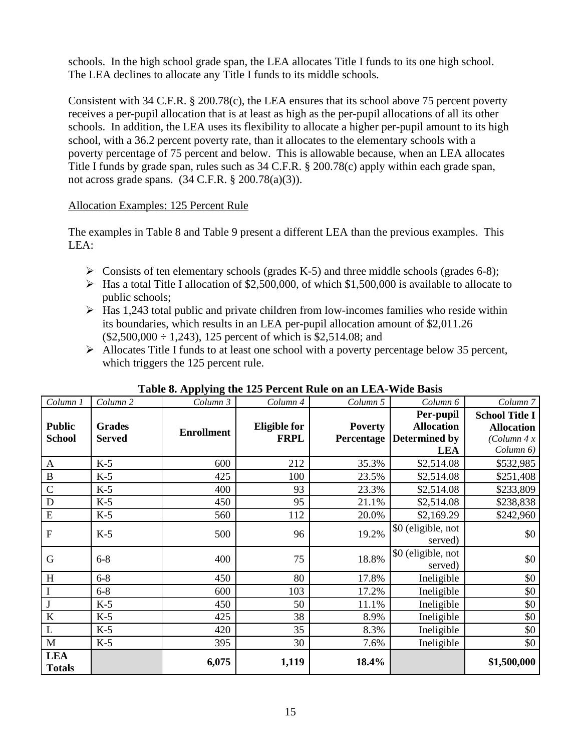schools. In the high school grade span, the LEA allocates Title I funds to its one high school. The LEA declines to allocate any Title I funds to its middle schools.

Consistent with 34 C.F.R. § 200.78(c), the LEA ensures that its school above 75 percent poverty receives a per-pupil allocation that is at least as high as the per-pupil allocations of all its other schools. In addition, the LEA uses its flexibility to allocate a higher per-pupil amount to its high school, with a 36.2 percent poverty rate, than it allocates to the elementary schools with a poverty percentage of 75 percent and below. This is allowable because, when an LEA allocates Title I funds by grade span, rules such as 34 C.F.R. § 200.78(c) apply within each grade span, not across grade spans. (34 C.F.R. § 200.78(a)(3)).

<u>Allocation Examples: 125 Percent Rule</u>

The examples in Table 8 and Table 9 present a different LEA than the previous examples. This LEA:

- Consists of ten elementary schools (grades K-5) and three middle schools (grades 6-8);
- Has a total Title I allocation of $2,500,000, of which $1,500,000 is available to allocate to public schools;
- Has 1,243 total public and private children from low-incomes families who reside within its boundaries, which results in an LEA per-pupil allocation amount of $2,011.26 ($2,500,000 ÷ 1,243), 125 percent of which is $2,514.08; and
- Allocates Title I funds to at least one school with a poverty percentage below 35 percent, which triggers the 125 percent rule.

**Table 8. Applying the 125 Percent Rule on an LEA-Wide Basis**

| *Column 1* | *Column 2* | *Column 3* | *Column 4* | *Column 5* | *Column 6* | *Column 7* |
|---|---|---|---|---|---|---|
| **Public School** | **Grades Served** | **Enrollment** | **Eligible for FRPL** | **Poverty Percentage** | **Per-pupil Allocation Determined by LEA** | **School Title I Allocation** *(Column 4 x Column 6)* |
| A | K-5 | 600 | 212 | 35.3% | $2,514.08 | $532,985 |
| B | K-5 | 425 | 100 | 23.5% | $2,514.08 | $251,408 |
| C | K-5 | 400 | 93 | 23.3% | $2,514.08 | $233,809 |
| D | K-5 | 450 | 95 | 21.1% | $2,514.08 | $238,838 |
| E | K-5 | 560 | 112 | 20.0% | $2,169.29 | $242,960 |
| F | K-5 | 500 | 96 | 19.2% | $0 (eligible, not served) | $0 |
| G | 6-8 | 400 | 75 | 18.8% | $0 (eligible, not served) | $0 |
| H | 6-8 | 450 | 80 | 17.8% | Ineligible | $0 |
| I | 6-8 | 600 | 103 | 17.2% | Ineligible | $0 |
| J | K-5 | 450 | 50 | 11.1% | Ineligible | $0 |
| K | K-5 | 425 | 38 | 8.9% | Ineligible | $0 |
| L | K-5 | 420 | 35 | 8.3% | Ineligible | $0 |
| M | K-5 | 395 | 30 | 7.6% | Ineligible | $0 |
| **LEA Totals** | | **6,075** | **1,119** | **18.4%** | | **$1,500,000** |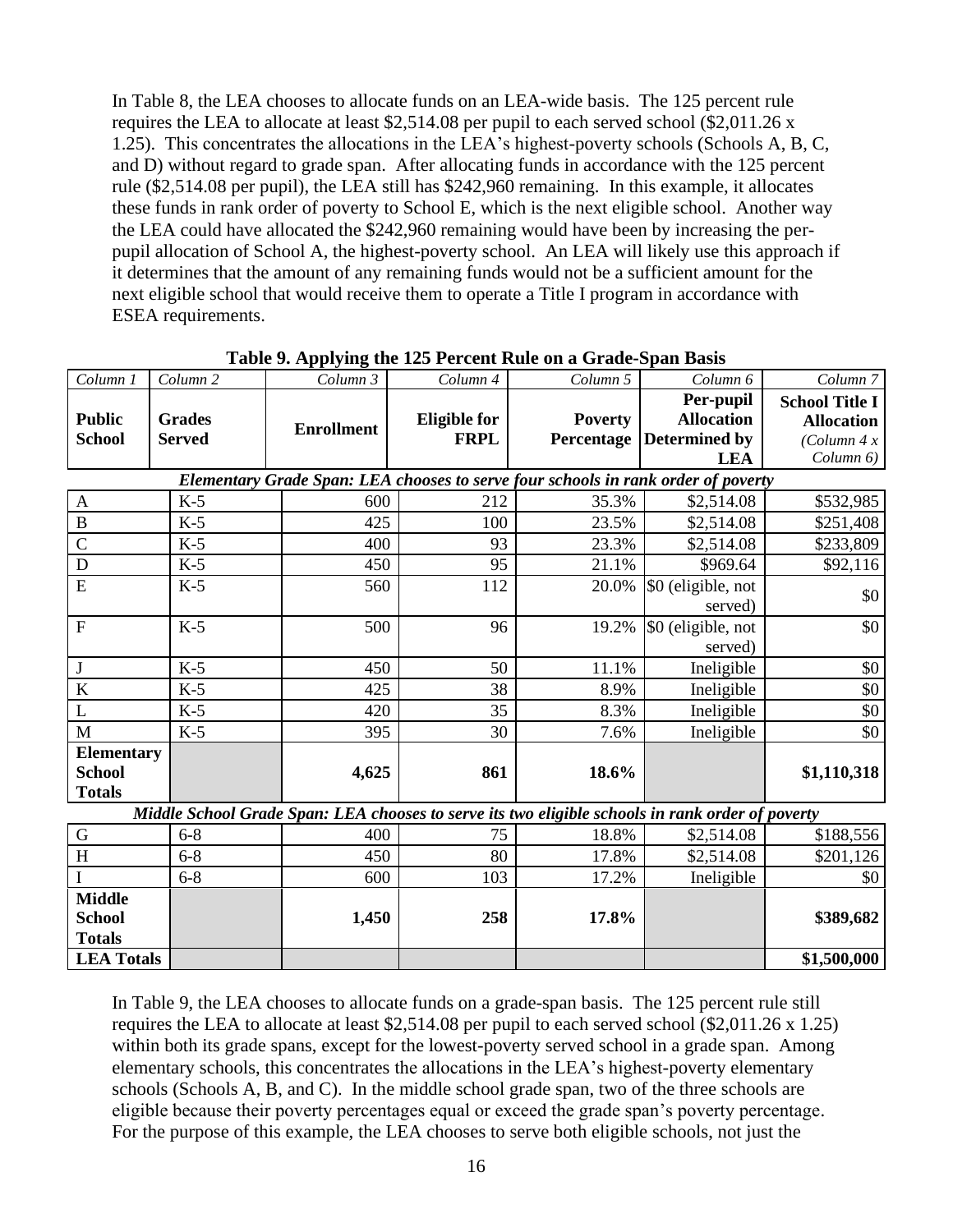In Table 8, the LEA chooses to allocate funds on an LEA-wide basis. The 125 percent rule requires the LEA to allocate at least $2,514.08 per pupil to each served school ($2,011.26 x 1.25). This concentrates the allocations in the LEA's highest-poverty schools (Schools A, B, C, and D) without regard to grade span. After allocating funds in accordance with the 125 percent rule ($2,514.08 per pupil), the LEA still has $242,960 remaining. In this example, it allocates these funds in rank order of poverty to School E, which is the next eligible school. Another way the LEA could have allocated the $242,960 remaining would have been by increasing the per-pupil allocation of School A, the highest-poverty school. An LEA will likely use this approach if it determines that the amount of any remaining funds would not be a sufficient amount for the next eligible school that would receive them to operate a Title I program in accordance with ESEA requirements.

**Table 9. Applying the 125 Percent Rule on a Grade-Span Basis**

| *Column 1* | *Column 2* | *Column 3* | *Column 4* | *Column 5* | *Column 6* | *Column 7* |
|---|---|---|---|---|---|---|
| **Public School** | **Grades Served** | **Enrollment** | **Eligible for FRPL** | **Poverty Percentage** | **Per-pupil Allocation Determined by LEA** | **School Title I Allocation** *(Column 4 x Column 6)* |
| ***Elementary Grade Span: LEA chooses to serve four schools in rank order of poverty*** | | | | | | |
| A | K-5 | 600 | 212 | 35.3% | $2,514.08 | $532,985 |
| B | K-5 | 425 | 100 | 23.5% | $2,514.08 | $251,408 |
| C | K-5 | 400 | 93 | 23.3% | $2,514.08 | $233,809 |
| D | K-5 | 450 | 95 | 21.1% | $969.64 | $92,116 |
| E | K-5 | 560 | 112 | 20.0% | $0 (eligible, not served) | $0 |
| F | K-5 | 500 | 96 | 19.2% | $0 (eligible, not served) | $0 |
| J | K-5 | 450 | 50 | 11.1% | Ineligible | $0 |
| K | K-5 | 425 | 38 | 8.9% | Ineligible | $0 |
| L | K-5 | 420 | 35 | 8.3% | Ineligible | $0 |
| M | K-5 | 395 | 30 | 7.6% | Ineligible | $0 |
| **Elementary School Totals** | | **4,625** | **861** | **18.6%** | | **$1,110,318** |
| ***Middle School Grade Span: LEA chooses to serve its two eligible schools in rank order of poverty*** | | | | | | |
| G | 6-8 | 400 | 75 | 18.8% | $2,514.08 | $188,556 |
| H | 6-8 | 450 | 80 | 17.8% | $2,514.08 | $201,126 |
| I | 6-8 | 600 | 103 | 17.2% | Ineligible | $0 |
| **Middle School Totals** | | **1,450** | **258** | **17.8%** | | **$389,682** |
| **LEA Totals** | | | | | | **$1,500,000** |

In Table 9, the LEA chooses to allocate funds on a grade-span basis. The 125 percent rule still requires the LEA to allocate at least $2,514.08 per pupil to each served school ($2,011.26 x 1.25) within both its grade spans, except for the lowest-poverty served school in a grade span. Among elementary schools, this concentrates the allocations in the LEA's highest-poverty elementary schools (Schools A, B, and C). In the middle school grade span, two of the three schools are eligible because their poverty percentages equal or exceed the grade span's poverty percentage. For the purpose of this example, the LEA chooses to serve both eligible schools, not just the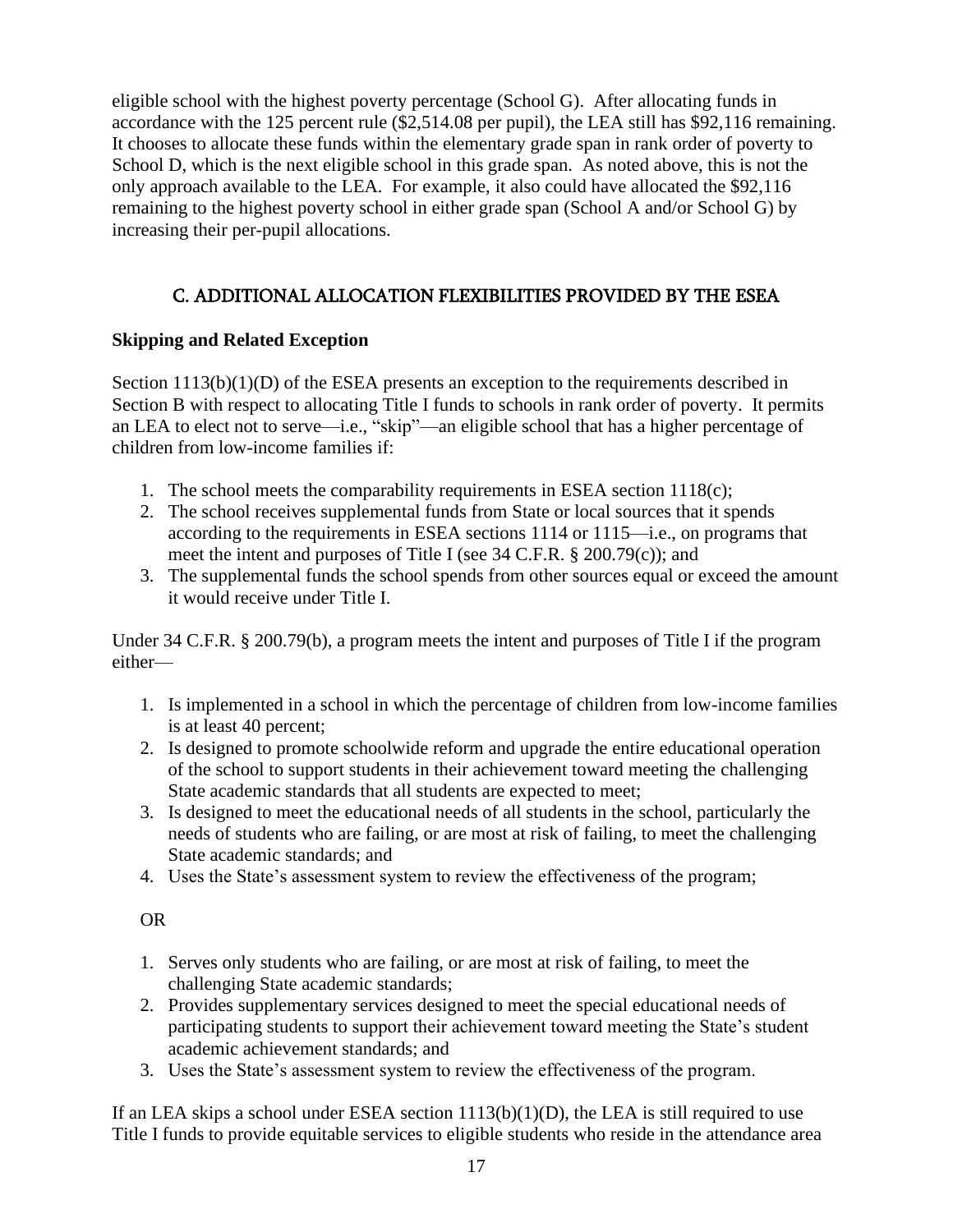eligible school with the highest poverty percentage (School G). After allocating funds in accordance with the 125 percent rule ($2,514.08 per pupil), the LEA still has $92,116 remaining. It chooses to allocate these funds within the elementary grade span in rank order of poverty to School D, which is the next eligible school in this grade span. As noted above, this is not the only approach available to the LEA. For example, it also could have allocated the $92,116 remaining to the highest poverty school in either grade span (School A and/or School G) by increasing their per-pupil allocations.

## C. ADDITIONAL ALLOCATION FLEXIBILITIES PROVIDED BY THE ESEA

**Skipping and Related Exception**

Section 1113(b)(1)(D) of the ESEA presents an exception to the requirements described in Section B with respect to allocating Title I funds to schools in rank order of poverty. It permits an LEA to elect not to serve—i.e., "skip"—an eligible school that has a higher percentage of children from low-income families if:

1. The school meets the comparability requirements in ESEA section 1118(c);
2. The school receives supplemental funds from State or local sources that it spends according to the requirements in ESEA sections 1114 or 1115—i.e., on programs that meet the intent and purposes of Title I (see 34 C.F.R. § 200.79(c)); and
3. The supplemental funds the school spends from other sources equal or exceed the amount it would receive under Title I.

Under 34 C.F.R. § 200.79(b), a program meets the intent and purposes of Title I if the program either—

1. Is implemented in a school in which the percentage of children from low-income families is at least 40 percent;
2. Is designed to promote schoolwide reform and upgrade the entire educational operation of the school to support students in their achievement toward meeting the challenging State academic standards that all students are expected to meet;
3. Is designed to meet the educational needs of all students in the school, particularly the needs of students who are failing, or are most at risk of failing, to meet the challenging State academic standards; and
4. Uses the State's assessment system to review the effectiveness of the program;

OR

1. Serves only students who are failing, or are most at risk of failing, to meet the challenging State academic standards;
2. Provides supplementary services designed to meet the special educational needs of participating students to support their achievement toward meeting the State's student academic achievement standards; and
3. Uses the State's assessment system to review the effectiveness of the program.

If an LEA skips a school under ESEA section 1113(b)(1)(D), the LEA is still required to use Title I funds to provide equitable services to eligible students who reside in the attendance area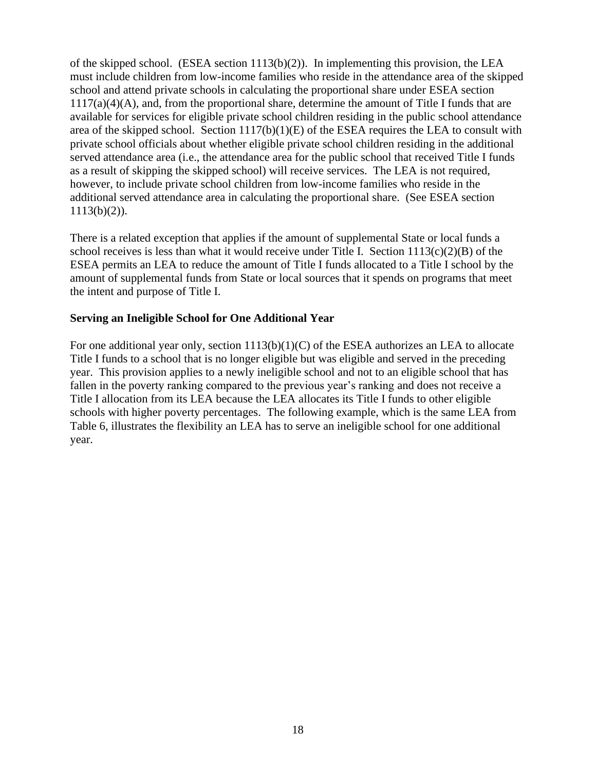of the skipped school. (ESEA section 1113(b)(2)). In implementing this provision, the LEA must include children from low-income families who reside in the attendance area of the skipped school and attend private schools in calculating the proportional share under ESEA section 1117(a)(4)(A), and, from the proportional share, determine the amount of Title I funds that are available for services for eligible private school children residing in the public school attendance area of the skipped school. Section 1117(b)(1)(E) of the ESEA requires the LEA to consult with private school officials about whether eligible private school children residing in the additional served attendance area (i.e., the attendance area for the public school that received Title I funds as a result of skipping the skipped school) will receive services. The LEA is not required, however, to include private school children from low-income families who reside in the additional served attendance area in calculating the proportional share. (See ESEA section 1113(b)(2)).

There is a related exception that applies if the amount of supplemental State or local funds a school receives is less than what it would receive under Title I. Section 1113(c)(2)(B) of the ESEA permits an LEA to reduce the amount of Title I funds allocated to a Title I school by the amount of supplemental funds from State or local sources that it spends on programs that meet the intent and purpose of Title I.

**Serving an Ineligible School for One Additional Year**

For one additional year only, section 1113(b)(1)(C) of the ESEA authorizes an LEA to allocate Title I funds to a school that is no longer eligible but was eligible and served in the preceding year. This provision applies to a newly ineligible school and not to an eligible school that has fallen in the poverty ranking compared to the previous year's ranking and does not receive a Title I allocation from its LEA because the LEA allocates its Title I funds to other eligible schools with higher poverty percentages. The following example, which is the same LEA from Table 6, illustrates the flexibility an LEA has to serve an ineligible school for one additional year.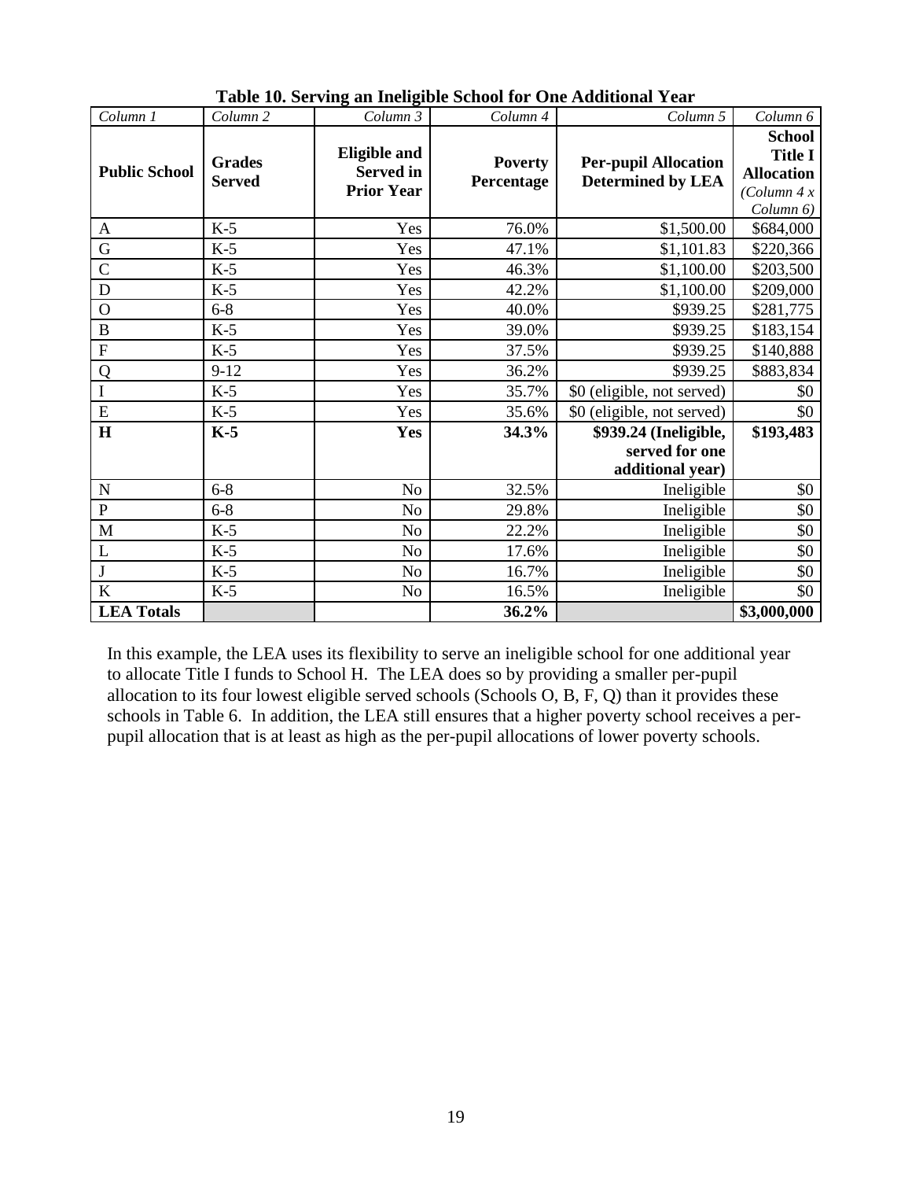**Table 10. Serving an Ineligible School for One Additional Year**

| *Column 1* | *Column 2* | *Column 3* | *Column 4* | *Column 5* | *Column 6* |
|---|---|---|---|---|---|
| **Public School** | **Grades Served** | **Eligible and Served in Prior Year** | **Poverty Percentage** | **Per-pupil Allocation Determined by LEA** | **School Title I Allocation** *(Column 4 x Column 6)* |
| A | K-5 | Yes | 76.0% | $1,500.00 | $684,000 |
| G | K-5 | Yes | 47.1% | $1,101.83 | $220,366 |
| C | K-5 | Yes | 46.3% | $1,100.00 | $203,500 |
| D | K-5 | Yes | 42.2% | $1,100.00 | $209,000 |
| O | 6-8 | Yes | 40.0% | $939.25 | $281,775 |
| B | K-5 | Yes | 39.0% | $939.25 | $183,154 |
| F | K-5 | Yes | 37.5% | $939.25 | $140,888 |
| Q | 9-12 | Yes | 36.2% | $939.25 | $883,834 |
| I | K-5 | Yes | 35.7% | $0 (eligible, not served) | $0 |
| E | K-5 | Yes | 35.6% | $0 (eligible, not served) | $0 |
| **H** | **K-5** | **Yes** | **34.3%** | **$939.24 (Ineligible, served for one additional year)** | **$193,483** |
| N | 6-8 | No | 32.5% | Ineligible | $0 |
| P | 6-8 | No | 29.8% | Ineligible | $0 |
| M | K-5 | No | 22.2% | Ineligible | $0 |
| L | K-5 | No | 17.6% | Ineligible | $0 |
| J | K-5 | No | 16.7% | Ineligible | $0 |
| K | K-5 | No | 16.5% | Ineligible | $0 |
| **LEA Totals** | | | **36.2%** | | **$3,000,000** |

In this example, the LEA uses its flexibility to serve an ineligible school for one additional year to allocate Title I funds to School H. The LEA does so by providing a smaller per-pupil allocation to its four lowest eligible served schools (Schools O, B, F, Q) than it provides these schools in Table 6. In addition, the LEA still ensures that a higher poverty school receives a per-pupil allocation that is at least as high as the per-pupil allocations of lower poverty schools.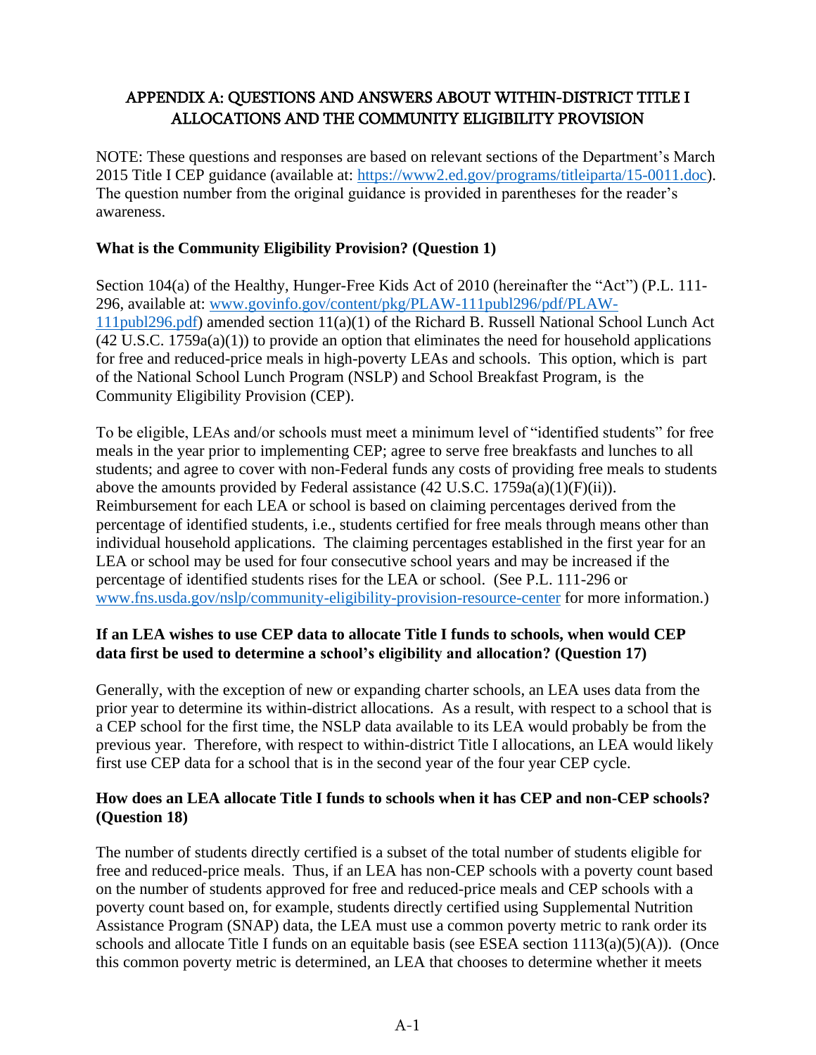## APPENDIX A: QUESTIONS AND ANSWERS ABOUT WITHIN-DISTRICT TITLE I ALLOCATIONS AND THE COMMUNITY ELIGIBILITY PROVISION

NOTE: These questions and responses are based on relevant sections of the Department's March 2015 Title I CEP guidance (available at: https://www2.ed.gov/programs/titleiparta/15-0011.doc). The question number from the original guidance is provided in parentheses for the reader's awareness.

**What is the Community Eligibility Provision? (Question 1)**

Section 104(a) of the Healthy, Hunger-Free Kids Act of 2010 (hereinafter the "Act") (P.L. 111-296, available at: www.govinfo.gov/content/pkg/PLAW-111publ296/pdf/PLAW-111publ296.pdf) amended section 11(a)(1) of the Richard B. Russell National School Lunch Act (42 U.S.C. 1759a(a)(1)) to provide an option that eliminates the need for household applications for free and reduced-price meals in high-poverty LEAs and schools. This option, which is part of the National School Lunch Program (NSLP) and School Breakfast Program, is the Community Eligibility Provision (CEP).

To be eligible, LEAs and/or schools must meet a minimum level of "identified students" for free meals in the year prior to implementing CEP; agree to serve free breakfasts and lunches to all students; and agree to cover with non-Federal funds any costs of providing free meals to students above the amounts provided by Federal assistance (42 U.S.C. 1759a(a)(1)(F)(ii)). Reimbursement for each LEA or school is based on claiming percentages derived from the percentage of identified students, i.e., students certified for free meals through means other than individual household applications. The claiming percentages established in the first year for an LEA or school may be used for four consecutive school years and may be increased if the percentage of identified students rises for the LEA or school. (See P.L. 111-296 or www.fns.usda.gov/nslp/community-eligibility-provision-resource-center for more information.)

**If an LEA wishes to use CEP data to allocate Title I funds to schools, when would CEP data first be used to determine a school's eligibility and allocation? (Question 17)**

Generally, with the exception of new or expanding charter schools, an LEA uses data from the prior year to determine its within-district allocations. As a result, with respect to a school that is a CEP school for the first time, the NSLP data available to its LEA would probably be from the previous year. Therefore, with respect to within-district Title I allocations, an LEA would likely first use CEP data for a school that is in the second year of the four year CEP cycle.

**How does an LEA allocate Title I funds to schools when it has CEP and non-CEP schools? (Question 18)**

The number of students directly certified is a subset of the total number of students eligible for free and reduced-price meals. Thus, if an LEA has non-CEP schools with a poverty count based on the number of students approved for free and reduced-price meals and CEP schools with a poverty count based on, for example, students directly certified using Supplemental Nutrition Assistance Program (SNAP) data, the LEA must use a common poverty metric to rank order its schools and allocate Title I funds on an equitable basis (see ESEA section 1113(a)(5)(A)). (Once this common poverty metric is determined, an LEA that chooses to determine whether it meets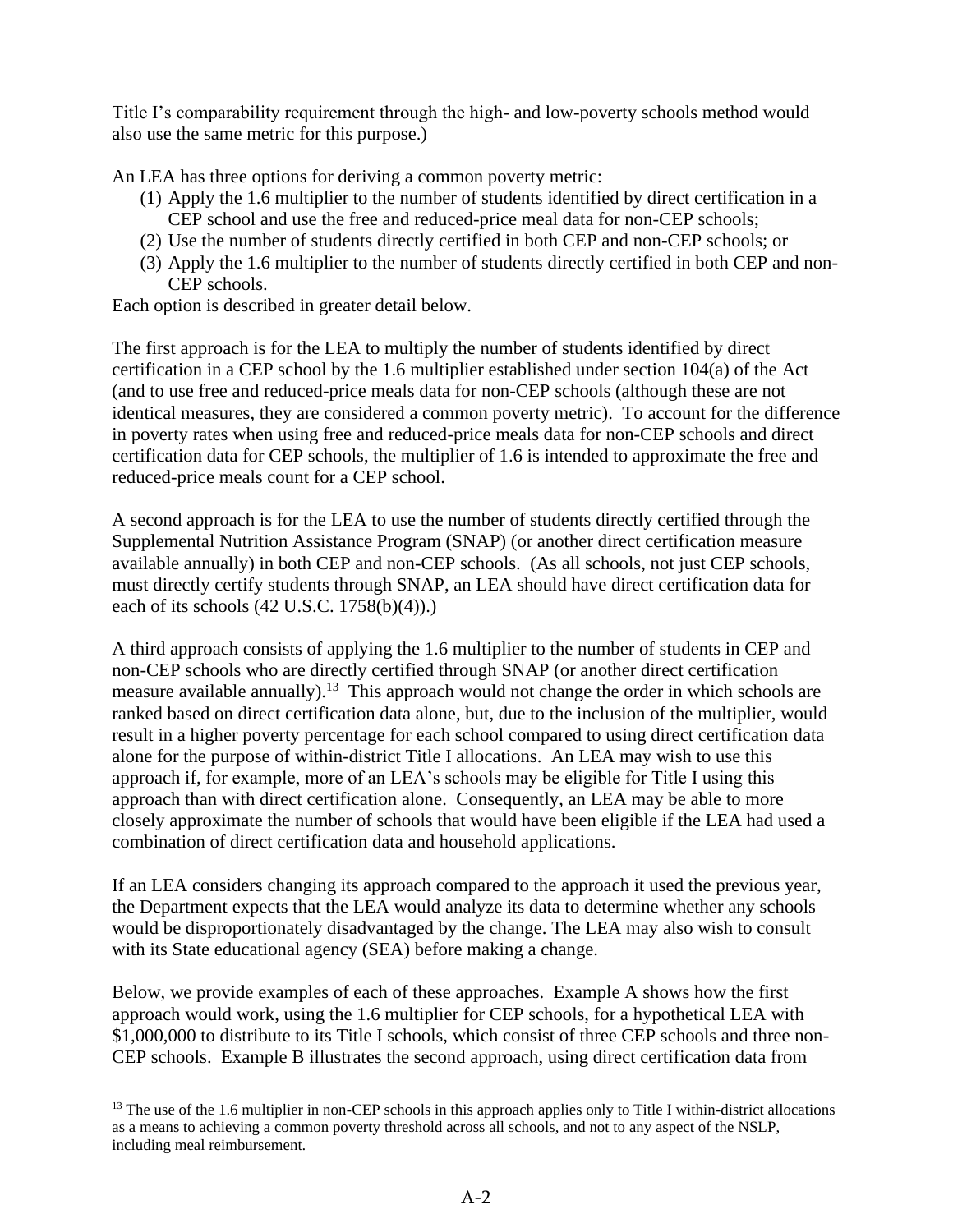Title I's comparability requirement through the high- and low-poverty schools method would also use the same metric for this purpose.)

An LEA has three options for deriving a common poverty metric:

1. Apply the 1.6 multiplier to the number of students identified by direct certification in a CEP school and use the free and reduced-price meal data for non-CEP schools;
2. Use the number of students directly certified in both CEP and non-CEP schools; or
3. Apply the 1.6 multiplier to the number of students directly certified in both CEP and non-CEP schools.

Each option is described in greater detail below.

The first approach is for the LEA to multiply the number of students identified by direct certification in a CEP school by the 1.6 multiplier established under section 104(a) of the Act (and to use free and reduced-price meals data for non-CEP schools (although these are not identical measures, they are considered a common poverty metric). To account for the difference in poverty rates when using free and reduced-price meals data for non-CEP schools and direct certification data for CEP schools, the multiplier of 1.6 is intended to approximate the free and reduced-price meals count for a CEP school.

A second approach is for the LEA to use the number of students directly certified through the Supplemental Nutrition Assistance Program (SNAP) (or another direct certification measure available annually) in both CEP and non-CEP schools. (As all schools, not just CEP schools, must directly certify students through SNAP, an LEA should have direct certification data for each of its schools (42 U.S.C. 1758(b)(4)).)

A third approach consists of applying the 1.6 multiplier to the number of students in CEP and non-CEP schools who are directly certified through SNAP (or another direct certification measure available annually).[13] This approach would not change the order in which schools are ranked based on direct certification data alone, but, due to the inclusion of the multiplier, would result in a higher poverty percentage for each school compared to using direct certification data alone for the purpose of within-district Title I allocations. An LEA may wish to use this approach if, for example, more of an LEA's schools may be eligible for Title I using this approach than with direct certification alone. Consequently, an LEA may be able to more closely approximate the number of schools that would have been eligible if the LEA had used a combination of direct certification data and household applications.

If an LEA considers changing its approach compared to the approach it used the previous year, the Department expects that the LEA would analyze its data to determine whether any schools would be disproportionately disadvantaged by the change. The LEA may also wish to consult with its State educational agency (SEA) before making a change.

Below, we provide examples of each of these approaches. Example A shows how the first approach would work, using the 1.6 multiplier for CEP schools, for a hypothetical LEA with $1,000,000 to distribute to its Title I schools, which consist of three CEP schools and three non-CEP schools. Example B illustrates the second approach, using direct certification data from

---

[13] The use of the 1.6 multiplier in non-CEP schools in this approach applies only to Title I within-district allocations as a means to achieving a common poverty threshold across all schools, and not to any aspect of the NSLP, including meal reimbursement.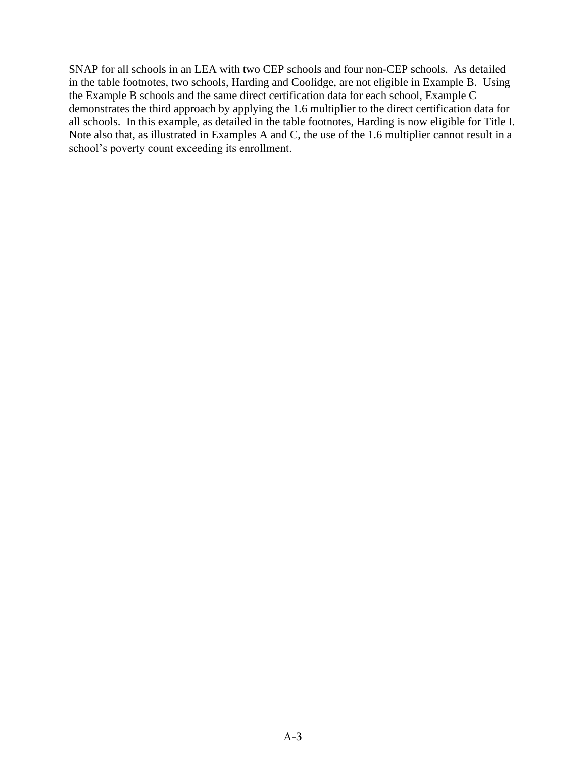SNAP for all schools in an LEA with two CEP schools and four non-CEP schools. As detailed in the table footnotes, two schools, Harding and Coolidge, are not eligible in Example B. Using the Example B schools and the same direct certification data for each school, Example C demonstrates the third approach by applying the 1.6 multiplier to the direct certification data for all schools. In this example, as detailed in the table footnotes, Harding is now eligible for Title I. Note also that, as illustrated in Examples A and C, the use of the 1.6 multiplier cannot result in a school's poverty count exceeding its enrollment.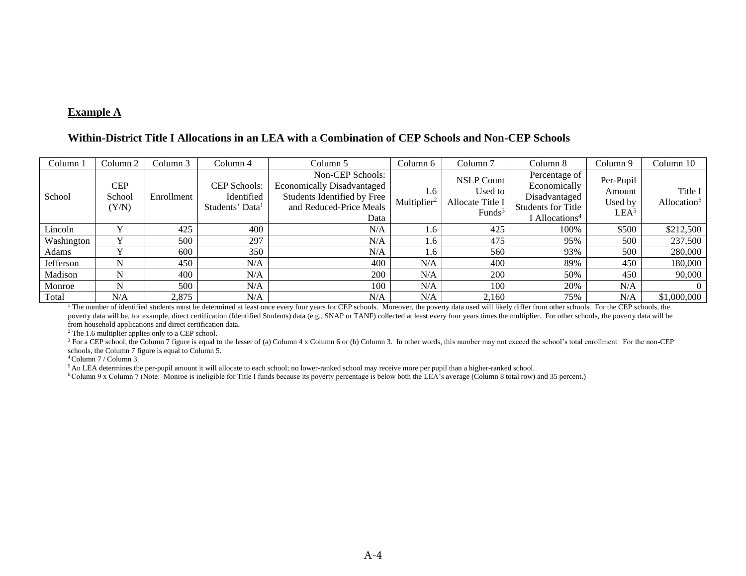**Example A**

**Within-District Title I Allocations in an LEA with a Combination of CEP Schools and Non-CEP Schools**

| Column 1 | Column 2 | Column 3 | Column 4 | Column 5 | Column 6 | Column 7 | Column 8 | Column 9 | Column 10 |
|---|---|---|---|---|---|---|---|---|---|
| School | CEP School (Y/N) | Enrollment | CEP Schools: Identified Students' Data[1] | Non-CEP Schools: Economically Disadvantaged Students Identified by Free and Reduced-Price Meals Data | 1.6 Multiplier[2] | NSLP Count Used to Allocate Title I Funds[3] | Percentage of Economically Disadvantaged Students for Title I Allocations[4] | Per-Pupil Amount Used by LEA[5] | Title I Allocation[6] |
| Lincoln | Y | 425 | 400 | N/A | 1.6 | 425 | 100% | $500 | $212,500 |
| Washington | Y | 500 | 297 | N/A | 1.6 | 475 | 95% | 500 | 237,500 |
| Adams | Y | 600 | 350 | N/A | 1.6 | 560 | 93% | 500 | 280,000 |
| Jefferson | N | 450 | N/A | 400 | N/A | 400 | 89% | 450 | 180,000 |
| Madison | N | 400 | N/A | 200 | N/A | 200 | 50% | 450 | 90,000 |
| Monroe | N | 500 | N/A | 100 | N/A | 100 | 20% | N/A | 0 |
| Total | N/A | 2,875 | N/A | N/A | N/A | 2,160 | 75% | N/A | $1,000,000 |

[1] The number of identified students must be determined at least once every four years for CEP schools. Moreover, the poverty data used will likely differ from other schools. For the CEP schools, the poverty data will be, for example, direct certification (Identified Students) data (e.g., SNAP or TANF) collected at least every four years times the multiplier. For other schools, the poverty data will be from household applications and direct certification data.

[2] The 1.6 multiplier applies only to a CEP school.

[3] For a CEP school, the Column 7 figure is equal to the lesser of (a) Column 4 x Column 6 or (b) Column 3. In other words, this number may not exceed the school's total enrollment. For the non-CEP schools, the Column 7 figure is equal to Column 5.

[4] Column 7 / Column 3.

[5] An LEA determines the per-pupil amount it will allocate to each school; no lower-ranked school may receive more per pupil than a higher-ranked school.

[6] Column 9 x Column 7 (Note: Monroe is ineligible for Title I funds because its poverty percentage is below both the LEA's average (Column 8 total row) and 35 percent.)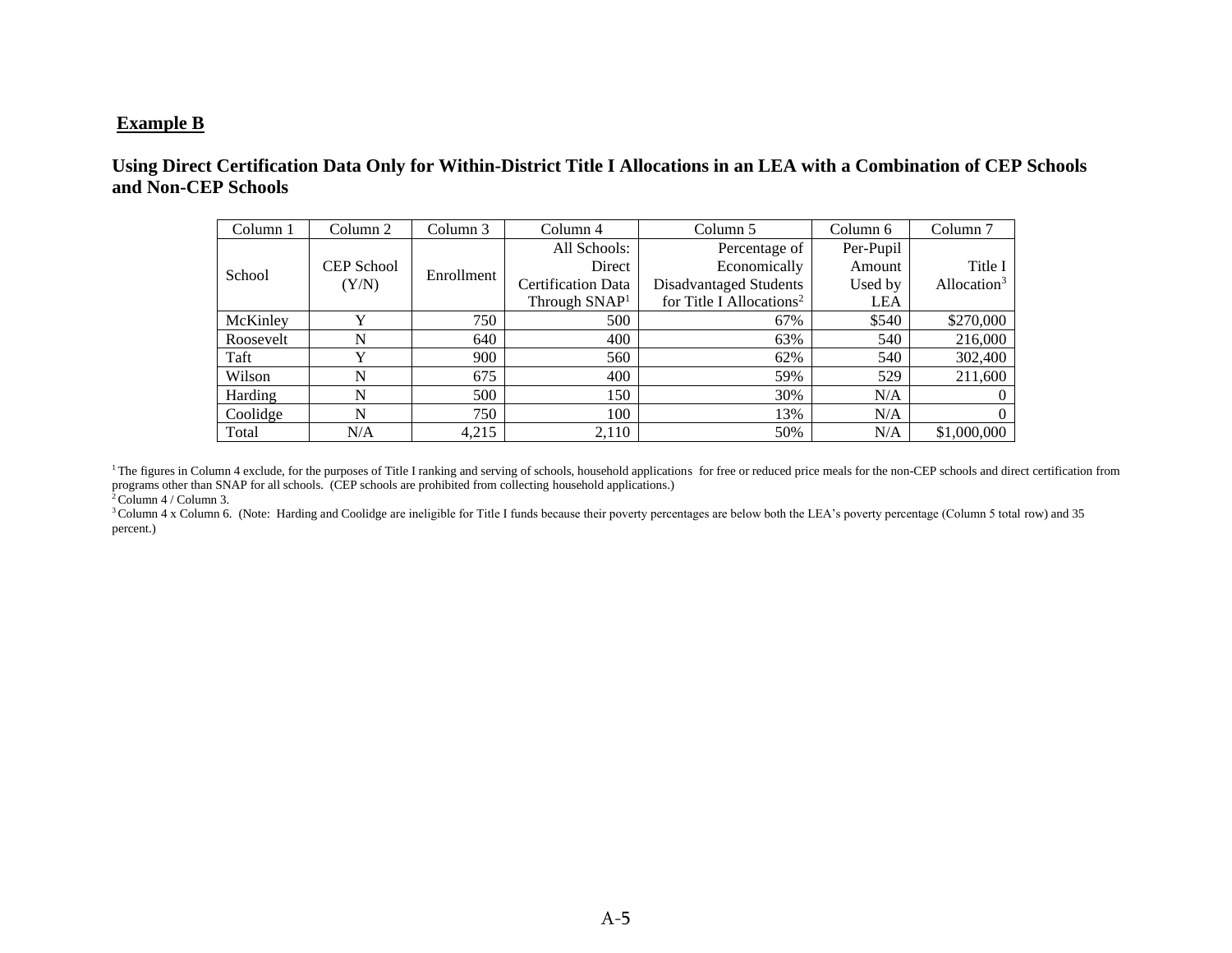**Example B**

**Using Direct Certification Data Only for Within-District Title I Allocations in an LEA with a Combination of CEP Schools and Non-CEP Schools**

| Column 1 | Column 2 | Column 3 | Column 4 | Column 5 | Column 6 | Column 7 |
|---|---|---|---|---|---|---|
| School | CEP School (Y/N) | Enrollment | All Schools: Direct Certification Data Through SNAP[1] | Percentage of Economically Disadvantaged Students for Title I Allocations[2] | Per-Pupil Amount Used by LEA | Title I Allocation[3] |
| McKinley | Y | 750 | 500 | 67% | $540 | $270,000 |
| Roosevelt | N | 640 | 400 | 63% | 540 | 216,000 |
| Taft | Y | 900 | 560 | 62% | 540 | 302,400 |
| Wilson | N | 675 | 400 | 59% | 529 | 211,600 |
| Harding | N | 500 | 150 | 30% | N/A | 0 |
| Coolidge | N | 750 | 100 | 13% | N/A | 0 |
| Total | N/A | 4,215 | 2,110 | 50% | N/A | $1,000,000 |

[1] The figures in Column 4 exclude, for the purposes of Title I ranking and serving of schools, household applications for free or reduced price meals for the non-CEP schools and direct certification from programs other than SNAP for all schools. (CEP schools are prohibited from collecting household applications.)

[2] Column 4 / Column 3.

[3] Column 4 x Column 6. (Note: Harding and Coolidge are ineligible for Title I funds because their poverty percentages are below both the LEA's poverty percentage (Column 5 total row) and 35 percent.)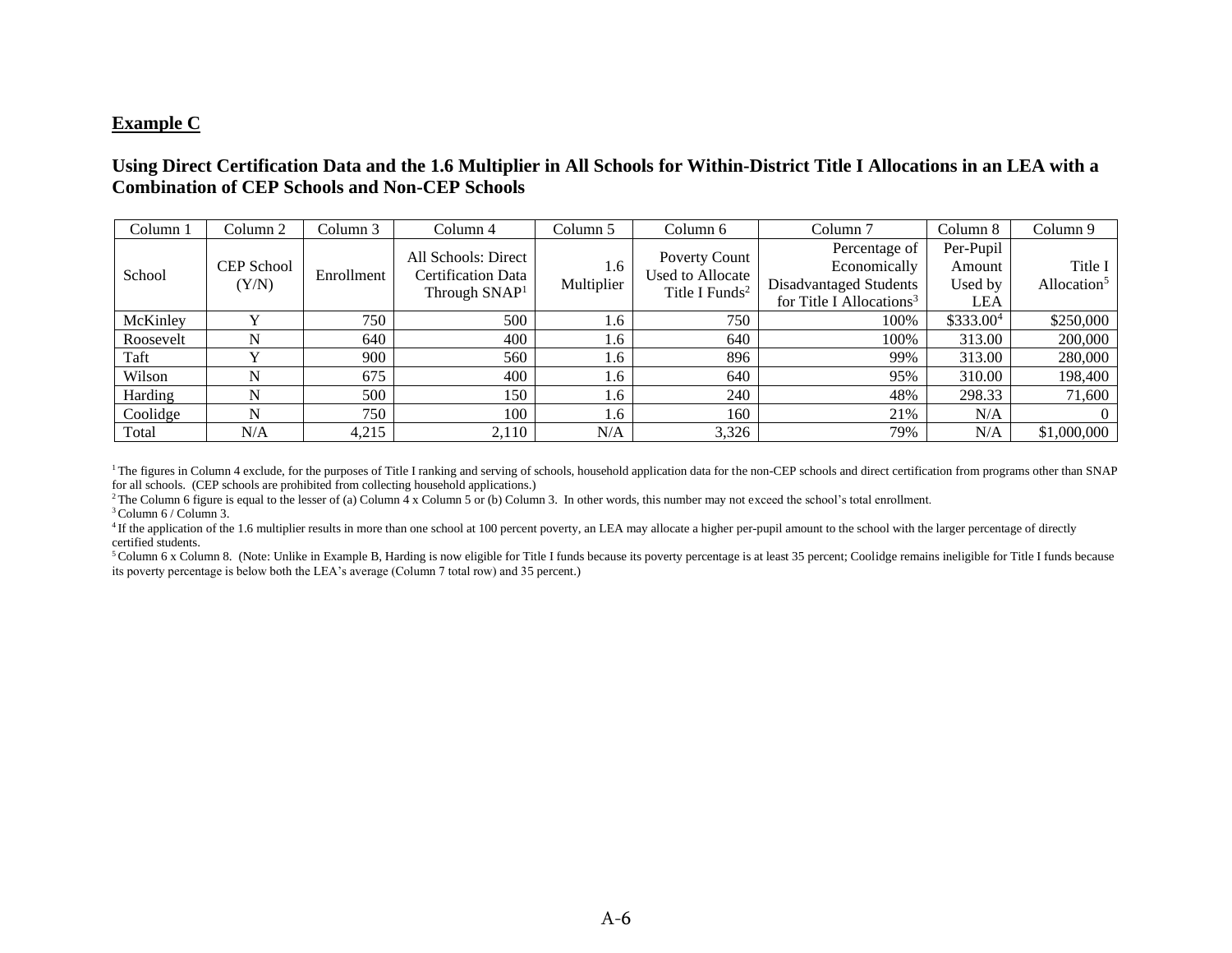**Example C**

**Using Direct Certification Data and the 1.6 Multiplier in All Schools for Within-District Title I Allocations in an LEA with a Combination of CEP Schools and Non-CEP Schools**

| Column 1 | Column 2 | Column 3 | Column 4 | Column 5 | Column 6 | Column 7 | Column 8 | Column 9 |
|---|---|---|---|---|---|---|---|---|
| School | CEP School (Y/N) | Enrollment | All Schools: Direct Certification Data Through SNAP[1] | 1.6 Multiplier | Poverty Count Used to Allocate Title I Funds[2] | Percentage of Economically Disadvantaged Students for Title I Allocations[3] | Per-Pupil Amount Used by LEA | Title I Allocation[5] |
| McKinley | Y | 750 | 500 | 1.6 | 750 | 100% | $333.00[4] | $250,000 |
| Roosevelt | N | 640 | 400 | 1.6 | 640 | 100% | 313.00 | 200,000 |
| Taft | Y | 900 | 560 | 1.6 | 896 | 99% | 313.00 | 280,000 |
| Wilson | N | 675 | 400 | 1.6 | 640 | 95% | 310.00 | 198,400 |
| Harding | N | 500 | 150 | 1.6 | 240 | 48% | 298.33 | 71,600 |
| Coolidge | N | 750 | 100 | 1.6 | 160 | 21% | N/A | 0 |
| Total | N/A | 4,215 | 2,110 | N/A | 3,326 | 79% | N/A | $1,000,000 |

[1] The figures in Column 4 exclude, for the purposes of Title I ranking and serving of schools, household application data for the non-CEP schools and direct certification from programs other than SNAP for all schools. (CEP schools are prohibited from collecting household applications.)

[2] The Column 6 figure is equal to the lesser of (a) Column 4 x Column 5 or (b) Column 3. In other words, this number may not exceed the school's total enrollment.

[3] Column 6 / Column 3.

[4] If the application of the 1.6 multiplier results in more than one school at 100 percent poverty, an LEA may allocate a higher per-pupil amount to the school with the larger percentage of directly certified students.

[5] Column 6 x Column 8. (Note: Unlike in Example B, Harding is now eligible for Title I funds because its poverty percentage is at least 35 percent; Coolidge remains ineligible for Title I funds because its poverty percentage is below both the LEA's average (Column 7 total row) and 35 percent.)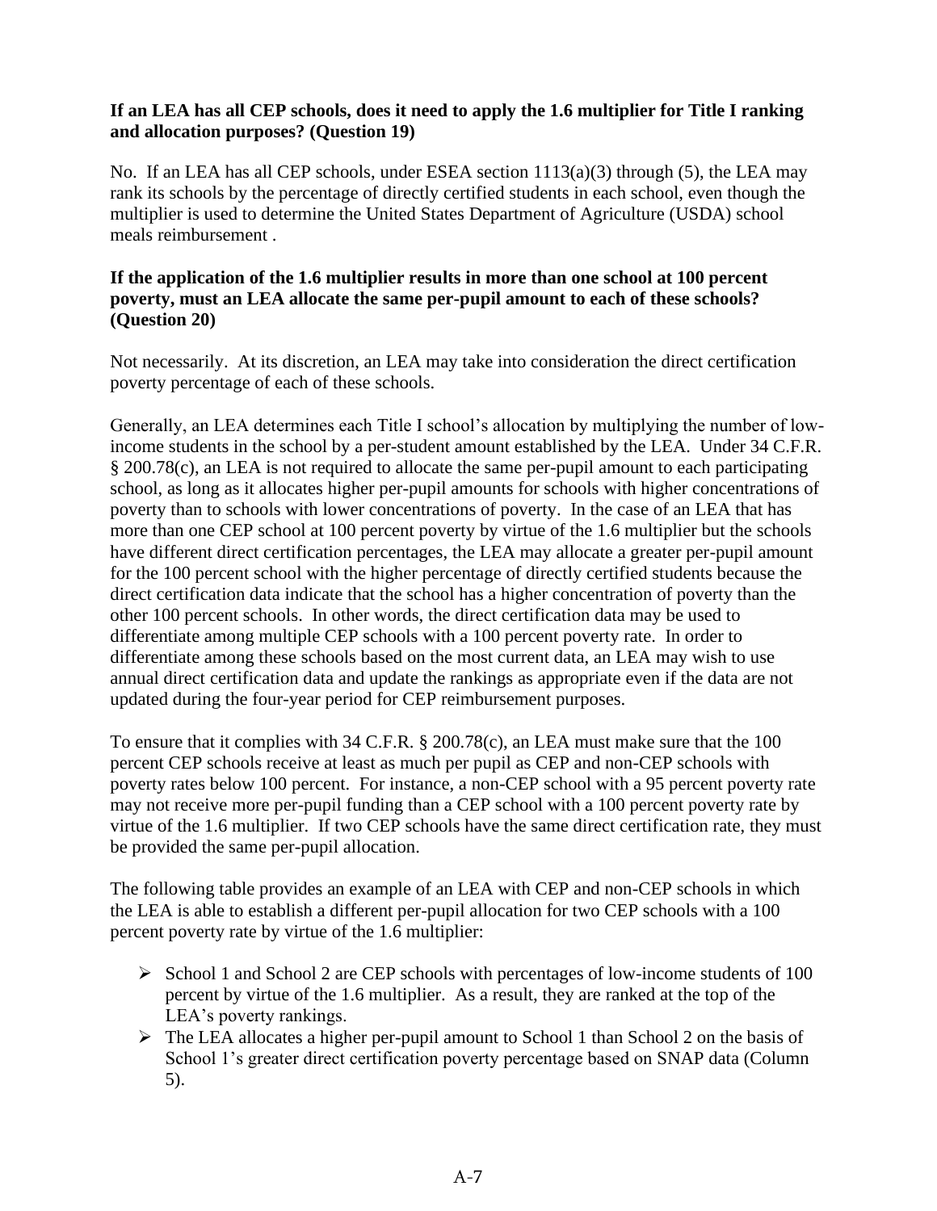**If an LEA has all CEP schools, does it need to apply the 1.6 multiplier for Title I ranking and allocation purposes? (Question 19)**

No. If an LEA has all CEP schools, under ESEA section 1113(a)(3) through (5), the LEA may rank its schools by the percentage of directly certified students in each school, even though the multiplier is used to determine the United States Department of Agriculture (USDA) school meals reimbursement .

**If the application of the 1.6 multiplier results in more than one school at 100 percent poverty, must an LEA allocate the same per-pupil amount to each of these schools? (Question 20)**

Not necessarily. At its discretion, an LEA may take into consideration the direct certification poverty percentage of each of these schools.

Generally, an LEA determines each Title I school's allocation by multiplying the number of low-income students in the school by a per-student amount established by the LEA. Under 34 C.F.R. § 200.78(c), an LEA is not required to allocate the same per-pupil amount to each participating school, as long as it allocates higher per-pupil amounts for schools with higher concentrations of poverty than to schools with lower concentrations of poverty. In the case of an LEA that has more than one CEP school at 100 percent poverty by virtue of the 1.6 multiplier but the schools have different direct certification percentages, the LEA may allocate a greater per-pupil amount for the 100 percent school with the higher percentage of directly certified students because the direct certification data indicate that the school has a higher concentration of poverty than the other 100 percent schools. In other words, the direct certification data may be used to differentiate among multiple CEP schools with a 100 percent poverty rate. In order to differentiate among these schools based on the most current data, an LEA may wish to use annual direct certification data and update the rankings as appropriate even if the data are not updated during the four-year period for CEP reimbursement purposes.

To ensure that it complies with 34 C.F.R. § 200.78(c), an LEA must make sure that the 100 percent CEP schools receive at least as much per pupil as CEP and non-CEP schools with poverty rates below 100 percent. For instance, a non-CEP school with a 95 percent poverty rate may not receive more per-pupil funding than a CEP school with a 100 percent poverty rate by virtue of the 1.6 multiplier. If two CEP schools have the same direct certification rate, they must be provided the same per-pupil allocation.

The following table provides an example of an LEA with CEP and non-CEP schools in which the LEA is able to establish a different per-pupil allocation for two CEP schools with a 100 percent poverty rate by virtue of the 1.6 multiplier:

- School 1 and School 2 are CEP schools with percentages of low-income students of 100 percent by virtue of the 1.6 multiplier. As a result, they are ranked at the top of the LEA's poverty rankings.
- The LEA allocates a higher per-pupil amount to School 1 than School 2 on the basis of School 1's greater direct certification poverty percentage based on SNAP data (Column 5).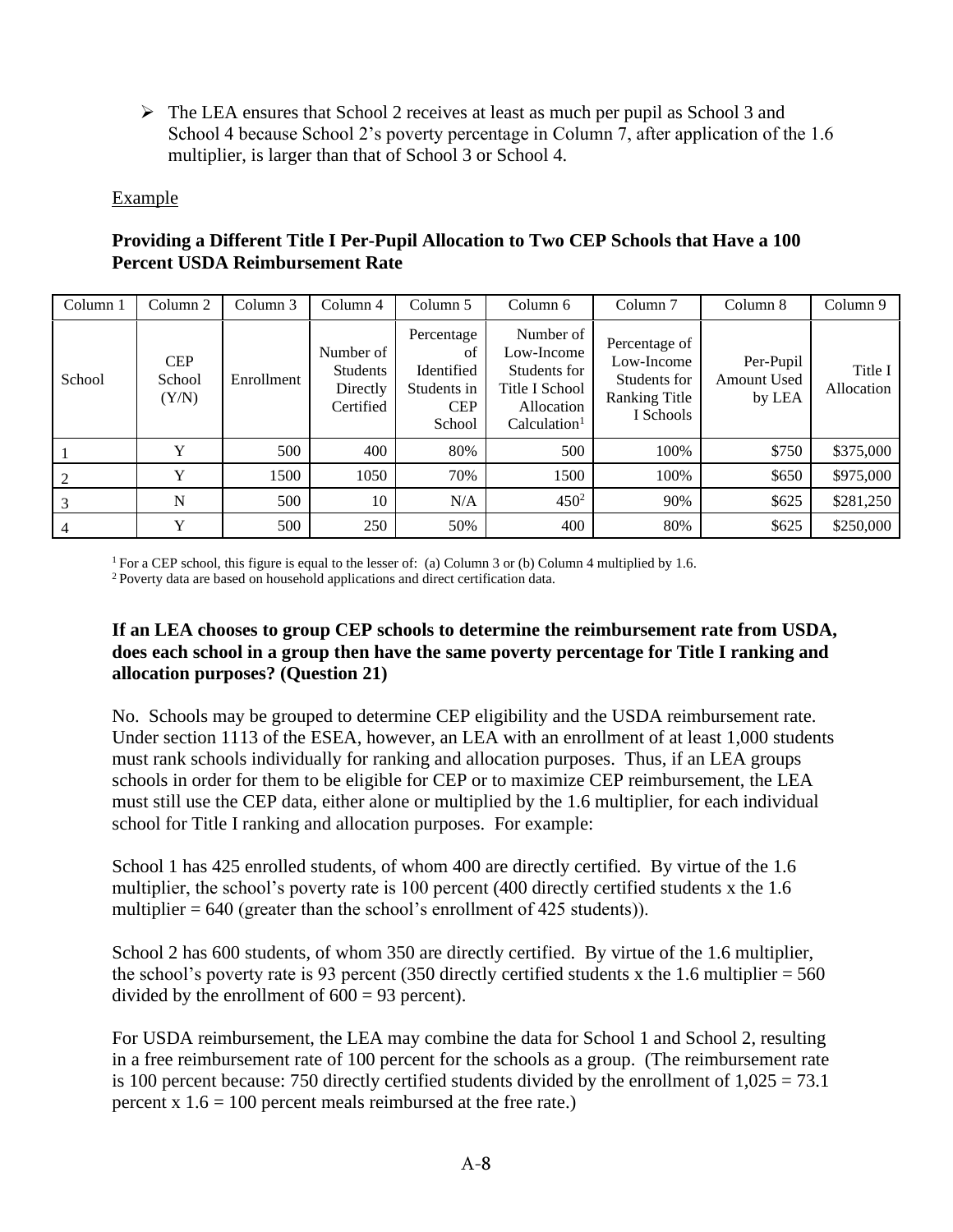- The LEA ensures that School 2 receives at least as much per pupil as School 3 and School 4 because School 2's poverty percentage in Column 7, after application of the 1.6 multiplier, is larger than that of School 3 or School 4.

Example

**Providing a Different Title I Per-Pupil Allocation to Two CEP Schools that Have a 100 Percent USDA Reimbursement Rate**

| Column 1 | Column 2 | Column 3 | Column 4 | Column 5 | Column 6 | Column 7 | Column 8 | Column 9 |
|---|---|---|---|---|---|---|---|---|
| School | CEP School (Y/N) | Enrollment | Number of Students Directly Certified | Percentage of Identified Students in CEP School | Number of Low-Income Students for Title I School Allocation Calculation[1] | Percentage of Low-Income Students for Ranking Title I Schools | Per-Pupil Amount Used by LEA | Title I Allocation |
| 1 | Y | 500 | 400 | 80% | 500 | 100% | $750 | $375,000 |
| 2 | Y | 1500 | 1050 | 70% | 1500 | 100% | $650 | $975,000 |
| 3 | N | 500 | 10 | N/A | 450[2] | 90% | $625 | $281,250 |
| 4 | Y | 500 | 250 | 50% | 400 | 80% | $625 | $250,000 |

[1] For a CEP school, this figure is equal to the lesser of: (a) Column 3 or (b) Column 4 multiplied by 1.6.
[2] Poverty data are based on household applications and direct certification data.

**If an LEA chooses to group CEP schools to determine the reimbursement rate from USDA, does each school in a group then have the same poverty percentage for Title I ranking and allocation purposes? (Question 21)**

No. Schools may be grouped to determine CEP eligibility and the USDA reimbursement rate. Under section 1113 of the ESEA, however, an LEA with an enrollment of at least 1,000 students must rank schools individually for ranking and allocation purposes. Thus, if an LEA groups schools in order for them to be eligible for CEP or to maximize CEP reimbursement, the LEA must still use the CEP data, either alone or multiplied by the 1.6 multiplier, for each individual school for Title I ranking and allocation purposes. For example:

School 1 has 425 enrolled students, of whom 400 are directly certified. By virtue of the 1.6 multiplier, the school's poverty rate is 100 percent (400 directly certified students x the 1.6 multiplier = 640 (greater than the school's enrollment of 425 students)).

School 2 has 600 students, of whom 350 are directly certified. By virtue of the 1.6 multiplier, the school's poverty rate is 93 percent (350 directly certified students x the 1.6 multiplier = 560 divided by the enrollment of 600 = 93 percent).

For USDA reimbursement, the LEA may combine the data for School 1 and School 2, resulting in a free reimbursement rate of 100 percent for the schools as a group. (The reimbursement rate is 100 percent because: 750 directly certified students divided by the enrollment of 1,025 = 73.1 percent x 1.6 = 100 percent meals reimbursed at the free rate.)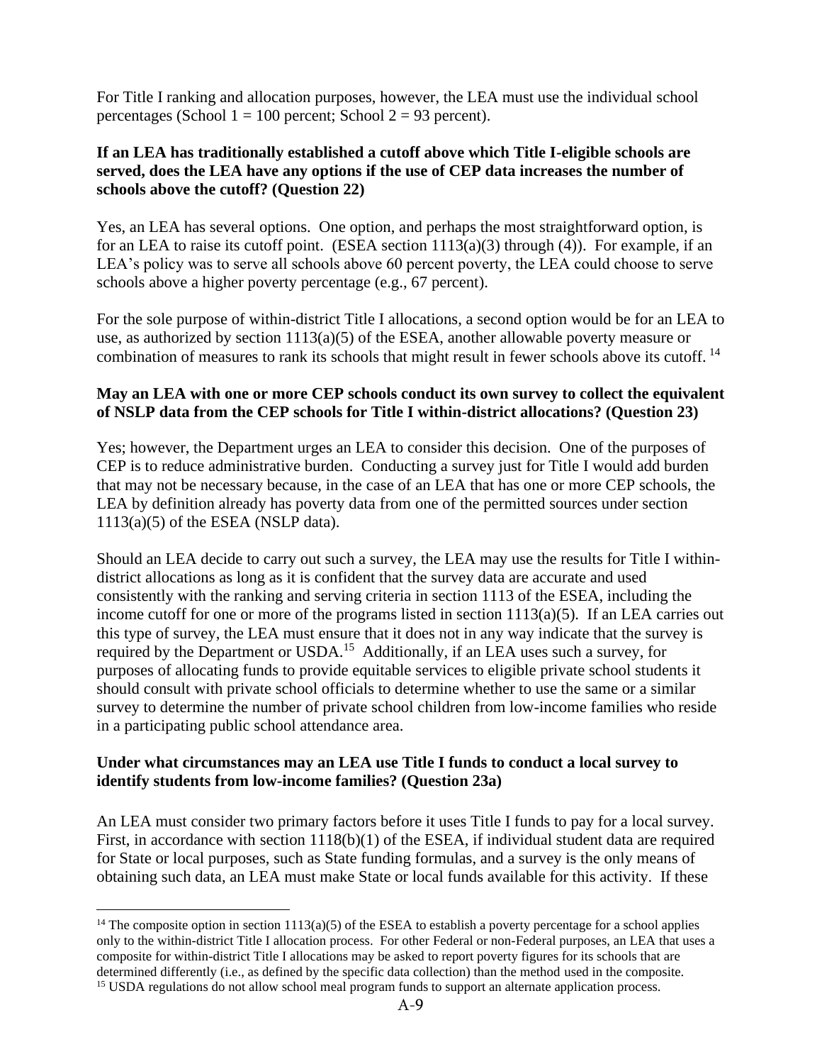For Title I ranking and allocation purposes, however, the LEA must use the individual school percentages (School 1 = 100 percent; School 2 = 93 percent).

**If an LEA has traditionally established a cutoff above which Title I-eligible schools are served, does the LEA have any options if the use of CEP data increases the number of schools above the cutoff? (Question 22)**

Yes, an LEA has several options. One option, and perhaps the most straightforward option, is for an LEA to raise its cutoff point. (ESEA section 1113(a)(3) through (4)). For example, if an LEA's policy was to serve all schools above 60 percent poverty, the LEA could choose to serve schools above a higher poverty percentage (e.g., 67 percent).

For the sole purpose of within-district Title I allocations, a second option would be for an LEA to use, as authorized by section 1113(a)(5) of the ESEA, another allowable poverty measure or combination of measures to rank its schools that might result in fewer schools above its cutoff. [14]

**May an LEA with one or more CEP schools conduct its own survey to collect the equivalent of NSLP data from the CEP schools for Title I within-district allocations? (Question 23)**

Yes; however, the Department urges an LEA to consider this decision. One of the purposes of CEP is to reduce administrative burden. Conducting a survey just for Title I would add burden that may not be necessary because, in the case of an LEA that has one or more CEP schools, the LEA by definition already has poverty data from one of the permitted sources under section 1113(a)(5) of the ESEA (NSLP data).

Should an LEA decide to carry out such a survey, the LEA may use the results for Title I within-district allocations as long as it is confident that the survey data are accurate and used consistently with the ranking and serving criteria in section 1113 of the ESEA, including the income cutoff for one or more of the programs listed in section 1113(a)(5). If an LEA carries out this type of survey, the LEA must ensure that it does not in any way indicate that the survey is required by the Department or USDA.[15] Additionally, if an LEA uses such a survey, for purposes of allocating funds to provide equitable services to eligible private school students it should consult with private school officials to determine whether to use the same or a similar survey to determine the number of private school children from low-income families who reside in a participating public school attendance area.

**Under what circumstances may an LEA use Title I funds to conduct a local survey to identify students from low-income families? (Question 23a)**

An LEA must consider two primary factors before it uses Title I funds to pay for a local survey. First, in accordance with section 1118(b)(1) of the ESEA, if individual student data are required for State or local purposes, such as State funding formulas, and a survey is the only means of obtaining such data, an LEA must make State or local funds available for this activity. If these

---

[14] The composite option in section 1113(a)(5) of the ESEA to establish a poverty percentage for a school applies only to the within-district Title I allocation process. For other Federal or non-Federal purposes, an LEA that uses a composite for within-district Title I allocations may be asked to report poverty figures for its schools that are determined differently (i.e., as defined by the specific data collection) than the method used in the composite.

[15] USDA regulations do not allow school meal program funds to support an alternate application process.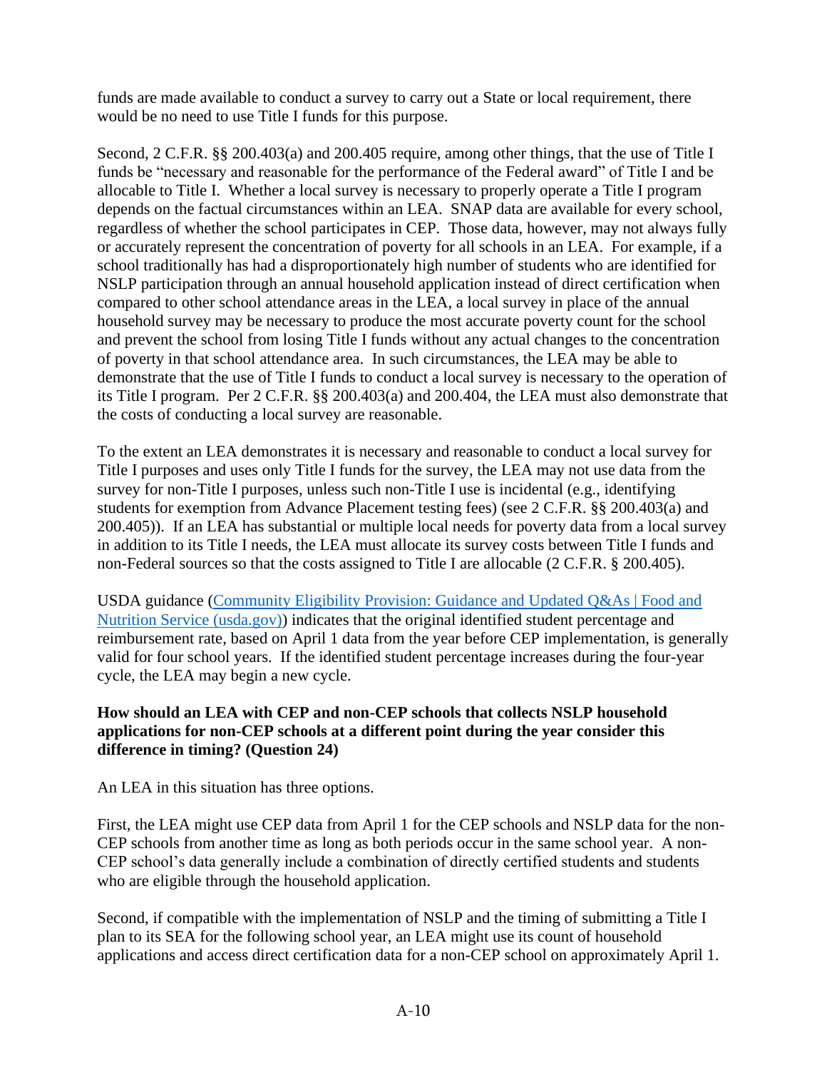funds are made available to conduct a survey to carry out a State or local requirement, there would be no need to use Title I funds for this purpose.

Second, 2 C.F.R. §§ 200.403(a) and 200.405 require, among other things, that the use of Title I funds be "necessary and reasonable for the performance of the Federal award" of Title I and be allocable to Title I. Whether a local survey is necessary to properly operate a Title I program depends on the factual circumstances within an LEA. SNAP data are available for every school, regardless of whether the school participates in CEP. Those data, however, may not always fully or accurately represent the concentration of poverty for all schools in an LEA. For example, if a school traditionally has had a disproportionately high number of students who are identified for NSLP participation through an annual household application instead of direct certification when compared to other school attendance areas in the LEA, a local survey in place of the annual household survey may be necessary to produce the most accurate poverty count for the school and prevent the school from losing Title I funds without any actual changes to the concentration of poverty in that school attendance area. In such circumstances, the LEA may be able to demonstrate that the use of Title I funds to conduct a local survey is necessary to the operation of its Title I program. Per 2 C.F.R. §§ 200.403(a) and 200.404, the LEA must also demonstrate that the costs of conducting a local survey are reasonable.

To the extent an LEA demonstrates it is necessary and reasonable to conduct a local survey for Title I purposes and uses only Title I funds for the survey, the LEA may not use data from the survey for non-Title I purposes, unless such non-Title I use is incidental (e.g., identifying students for exemption from Advance Placement testing fees) (see 2 C.F.R. §§ 200.403(a) and 200.405)). If an LEA has substantial or multiple local needs for poverty data from a local survey in addition to its Title I needs, the LEA must allocate its survey costs between Title I funds and non-Federal sources so that the costs assigned to Title I are allocable (2 C.F.R. § 200.405).

USDA guidance (Community Eligibility Provision: Guidance and Updated Q&As | Food and Nutrition Service (usda.gov)) indicates that the original identified student percentage and reimbursement rate, based on April 1 data from the year before CEP implementation, is generally valid for four school years. If the identified student percentage increases during the four-year cycle, the LEA may begin a new cycle.

**How should an LEA with CEP and non-CEP schools that collects NSLP household applications for non-CEP schools at a different point during the year consider this difference in timing? (Question 24)**

An LEA in this situation has three options.

First, the LEA might use CEP data from April 1 for the CEP schools and NSLP data for the non-CEP schools from another time as long as both periods occur in the same school year. A non-CEP school's data generally include a combination of directly certified students and students who are eligible through the household application.

Second, if compatible with the implementation of NSLP and the timing of submitting a Title I plan to its SEA for the following school year, an LEA might use its count of household applications and access direct certification data for a non-CEP school on approximately April 1.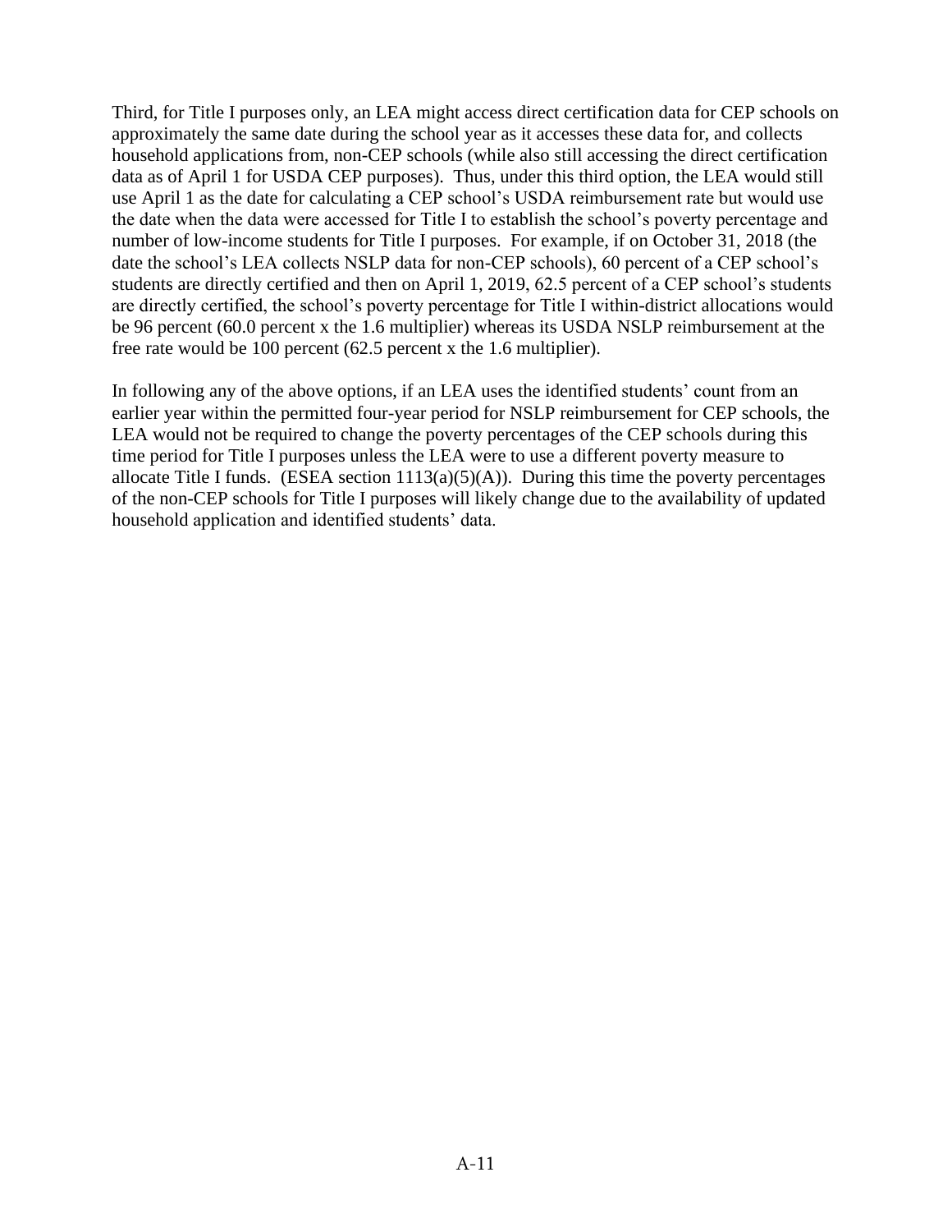Third, for Title I purposes only, an LEA might access direct certification data for CEP schools on approximately the same date during the school year as it accesses these data for, and collects household applications from, non-CEP schools (while also still accessing the direct certification data as of April 1 for USDA CEP purposes). Thus, under this third option, the LEA would still use April 1 as the date for calculating a CEP school's USDA reimbursement rate but would use the date when the data were accessed for Title I to establish the school's poverty percentage and number of low-income students for Title I purposes. For example, if on October 31, 2018 (the date the school's LEA collects NSLP data for non-CEP schools), 60 percent of a CEP school's students are directly certified and then on April 1, 2019, 62.5 percent of a CEP school's students are directly certified, the school's poverty percentage for Title I within-district allocations would be 96 percent (60.0 percent x the 1.6 multiplier) whereas its USDA NSLP reimbursement at the free rate would be 100 percent (62.5 percent x the 1.6 multiplier).

In following any of the above options, if an LEA uses the identified students' count from an earlier year within the permitted four-year period for NSLP reimbursement for CEP schools, the LEA would not be required to change the poverty percentages of the CEP schools during this time period for Title I purposes unless the LEA were to use a different poverty measure to allocate Title I funds. (ESEA section 1113(a)(5)(A)). During this time the poverty percentages of the non-CEP schools for Title I purposes will likely change due to the availability of updated household application and identified students' data.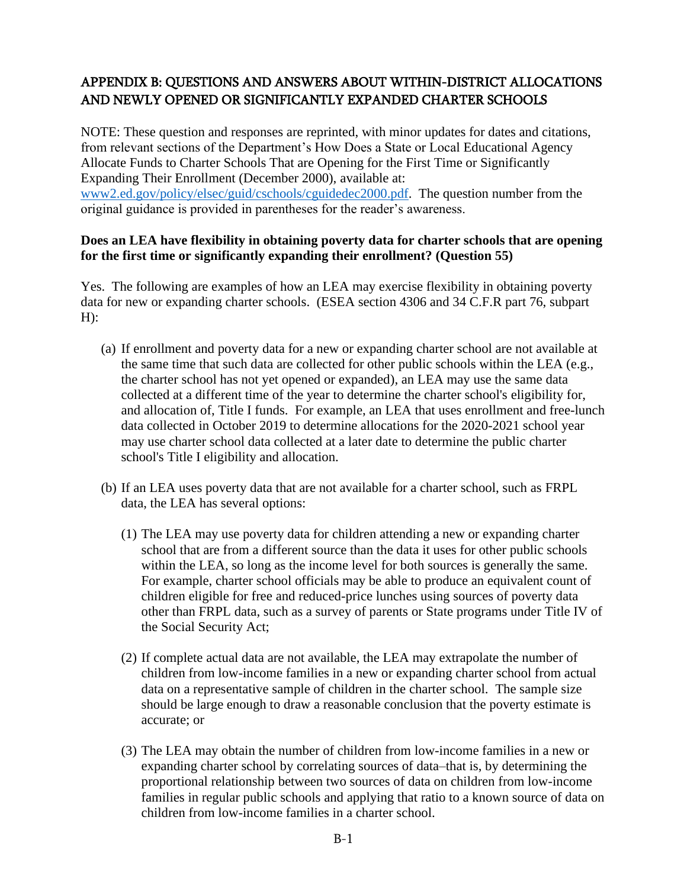## APPENDIX B: QUESTIONS AND ANSWERS ABOUT WITHIN-DISTRICT ALLOCATIONS AND NEWLY OPENED OR SIGNIFICANTLY EXPANDED CHARTER SCHOOLS

NOTE: These question and responses are reprinted, with minor updates for dates and citations, from relevant sections of the Department's How Does a State or Local Educational Agency Allocate Funds to Charter Schools That are Opening for the First Time or Significantly Expanding Their Enrollment (December 2000), available at: [www2.ed.gov/policy/elsec/guid/cschools/cguidedec2000.pdf](www2.ed.gov/policy/elsec/guid/cschools/cguidedec2000.pdf). The question number from the original guidance is provided in parentheses for the reader's awareness.

**Does an LEA have flexibility in obtaining poverty data for charter schools that are opening for the first time or significantly expanding their enrollment? (Question 55)**

Yes. The following are examples of how an LEA may exercise flexibility in obtaining poverty data for new or expanding charter schools. (ESEA section 4306 and 34 C.F.R part 76, subpart H):

(a) If enrollment and poverty data for a new or expanding charter school are not available at the same time that such data are collected for other public schools within the LEA (e.g., the charter school has not yet opened or expanded), an LEA may use the same data collected at a different time of the year to determine the charter school's eligibility for, and allocation of, Title I funds. For example, an LEA that uses enrollment and free-lunch data collected in October 2019 to determine allocations for the 2020-2021 school year may use charter school data collected at a later date to determine the public charter school's Title I eligibility and allocation.

(b) If an LEA uses poverty data that are not available for a charter school, such as FRPL data, the LEA has several options:

(1) The LEA may use poverty data for children attending a new or expanding charter school that are from a different source than the data it uses for other public schools within the LEA, so long as the income level for both sources is generally the same. For example, charter school officials may be able to produce an equivalent count of children eligible for free and reduced-price lunches using sources of poverty data other than FRPL data, such as a survey of parents or State programs under Title IV of the Social Security Act;

(2) If complete actual data are not available, the LEA may extrapolate the number of children from low-income families in a new or expanding charter school from actual data on a representative sample of children in the charter school. The sample size should be large enough to draw a reasonable conclusion that the poverty estimate is accurate; or

(3) The LEA may obtain the number of children from low-income families in a new or expanding charter school by correlating sources of data–that is, by determining the proportional relationship between two sources of data on children from low-income families in regular public schools and applying that ratio to a known source of data on children from low-income families in a charter school.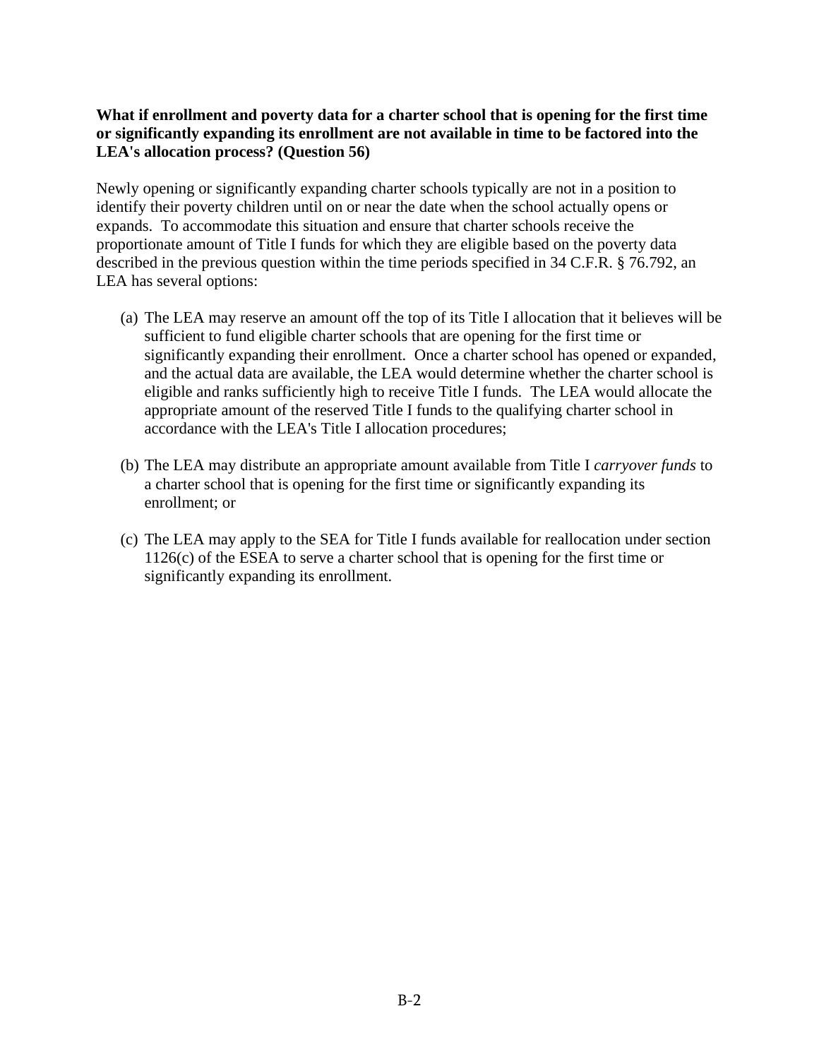**What if enrollment and poverty data for a charter school that is opening for the first time or significantly expanding its enrollment are not available in time to be factored into the LEA's allocation process? (Question 56)**

Newly opening or significantly expanding charter schools typically are not in a position to identify their poverty children until on or near the date when the school actually opens or expands. To accommodate this situation and ensure that charter schools receive the proportionate amount of Title I funds for which they are eligible based on the poverty data described in the previous question within the time periods specified in 34 C.F.R. § 76.792, an LEA has several options:

(a) The LEA may reserve an amount off the top of its Title I allocation that it believes will be sufficient to fund eligible charter schools that are opening for the first time or significantly expanding their enrollment. Once a charter school has opened or expanded, and the actual data are available, the LEA would determine whether the charter school is eligible and ranks sufficiently high to receive Title I funds. The LEA would allocate the appropriate amount of the reserved Title I funds to the qualifying charter school in accordance with the LEA's Title I allocation procedures;

(b) The LEA may distribute an appropriate amount available from Title I *carryover funds* to a charter school that is opening for the first time or significantly expanding its enrollment; or

(c) The LEA may apply to the SEA for Title I funds available for reallocation under section 1126(c) of the ESEA to serve a charter school that is opening for the first time or significantly expanding its enrollment.